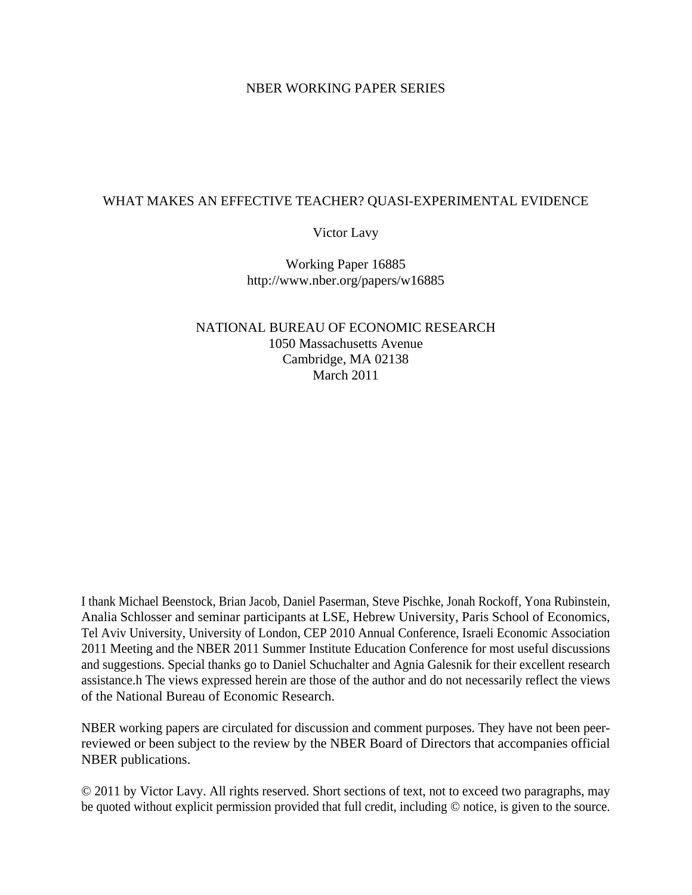NBER WORKING PAPER SERIES

# WHAT MAKES AN EFFECTIVE TEACHER? QUASI-EXPERIMENTAL EVIDENCE

Victor Lavy

Working Paper 16885
http://www.nber.org/papers/w16885

NATIONAL BUREAU OF ECONOMIC RESEARCH
1050 Massachusetts Avenue
Cambridge, MA 02138
March 2011

I thank Michael Beenstock, Brian Jacob, Daniel Paserman, Steve Pischke, Jonah Rockoff, Yona Rubinstein, Analia Schlosser and seminar participants at LSE, Hebrew University, Paris School of Economics, Tel Aviv University, University of London, CEP 2010 Annual Conference, Israeli Economic Association 2011 Meeting and the NBER 2011 Summer Institute Education Conference for most useful discussions and suggestions. Special thanks go to Daniel Schuchalter and Agnia Galesnik for their excellent research assistance.h The views expressed herein are those of the author and do not necessarily reflect the views of the National Bureau of Economic Research.

NBER working papers are circulated for discussion and comment purposes. They have not been peer-reviewed or been subject to the review by the NBER Board of Directors that accompanies official NBER publications.

© 2011 by Victor Lavy. All rights reserved. Short sections of text, not to exceed two paragraphs, may be quoted without explicit permission provided that full credit, including © notice, is given to the source.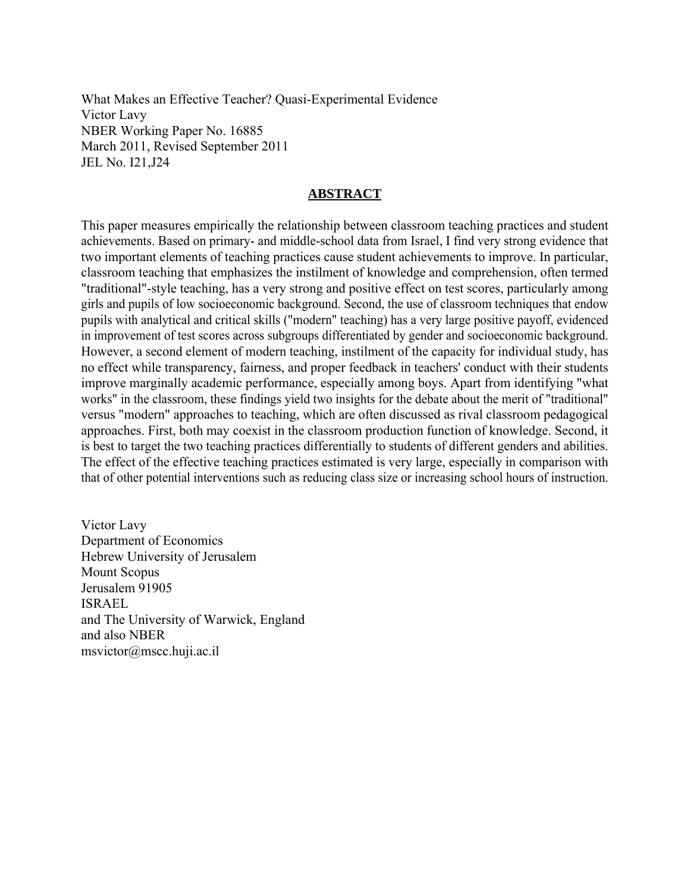What Makes an Effective Teacher? Quasi-Experimental Evidence
Victor Lavy
NBER Working Paper No. 16885
March 2011, Revised September 2011
JEL No. I21,J24

## ABSTRACT

This paper measures empirically the relationship between classroom teaching practices and student achievements. Based on primary- and middle-school data from Israel, I find very strong evidence that two important elements of teaching practices cause student achievements to improve. In particular, classroom teaching that emphasizes the instilment of knowledge and comprehension, often termed "traditional"-style teaching, has a very strong and positive effect on test scores, particularly among girls and pupils of low socioeconomic background. Second, the use of classroom techniques that endow pupils with analytical and critical skills ("modern" teaching) has a very large positive payoff, evidenced in improvement of test scores across subgroups differentiated by gender and socioeconomic background. However, a second element of modern teaching, instilment of the capacity for individual study, has no effect while transparency, fairness, and proper feedback in teachers' conduct with their students improve marginally academic performance, especially among boys. Apart from identifying "what works" in the classroom, these findings yield two insights for the debate about the merit of "traditional" versus "modern" approaches to teaching, which are often discussed as rival classroom pedagogical approaches. First, both may coexist in the classroom production function of knowledge. Second, it is best to target the two teaching practices differentially to students of different genders and abilities. The effect of the effective teaching practices estimated is very large, especially in comparison with that of other potential interventions such as reducing class size or increasing school hours of instruction.

Victor Lavy
Department of Economics
Hebrew University of Jerusalem
Mount Scopus
Jerusalem 91905
ISRAEL
and The University of Warwick, England
and also NBER
msvictor@mscc.huji.ac.il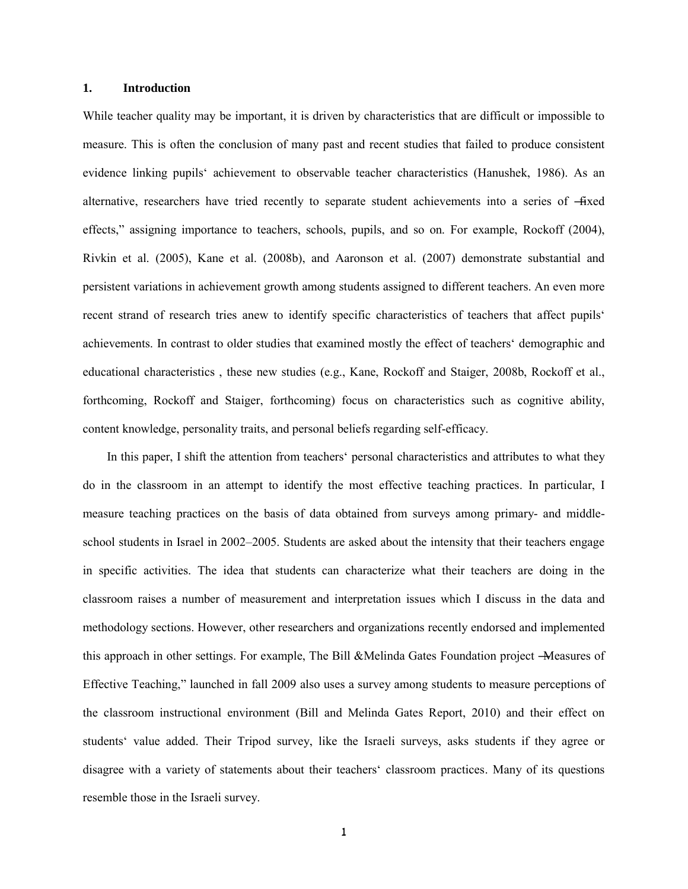## 1. Introduction

While teacher quality may be important, it is driven by characteristics that are difficult or impossible to measure. This is often the conclusion of many past and recent studies that failed to produce consistent evidence linking pupils' achievement to observable teacher characteristics (Hanushek, 1986). As an alternative, researchers have tried recently to separate student achievements into a series of "fixed effects," assigning importance to teachers, schools, pupils, and so on. For example, Rockoff (2004), Rivkin et al. (2005), Kane et al. (2008b), and Aaronson et al. (2007) demonstrate substantial and persistent variations in achievement growth among students assigned to different teachers. An even more recent strand of research tries anew to identify specific characteristics of teachers that affect pupils' achievements. In contrast to older studies that examined mostly the effect of teachers' demographic and educational characteristics , these new studies (e.g., Kane, Rockoff and Staiger, 2008b, Rockoff et al., forthcoming, Rockoff and Staiger, forthcoming) focus on characteristics such as cognitive ability, content knowledge, personality traits, and personal beliefs regarding self-efficacy.

In this paper, I shift the attention from teachers' personal characteristics and attributes to what they do in the classroom in an attempt to identify the most effective teaching practices. In particular, I measure teaching practices on the basis of data obtained from surveys among primary- and middle-school students in Israel in 2002–2005. Students are asked about the intensity that their teachers engage in specific activities. The idea that students can characterize what their teachers are doing in the classroom raises a number of measurement and interpretation issues which I discuss in the data and methodology sections. However, other researchers and organizations recently endorsed and implemented this approach in other settings. For example, The Bill &Melinda Gates Foundation project "Measures of Effective Teaching," launched in fall 2009 also uses a survey among students to measure perceptions of the classroom instructional environment (Bill and Melinda Gates Report, 2010) and their effect on students' value added. Their Tripod survey, like the Israeli surveys, asks students if they agree or disagree with a variety of statements about their teachers' classroom practices. Many of its questions resemble those in the Israeli survey.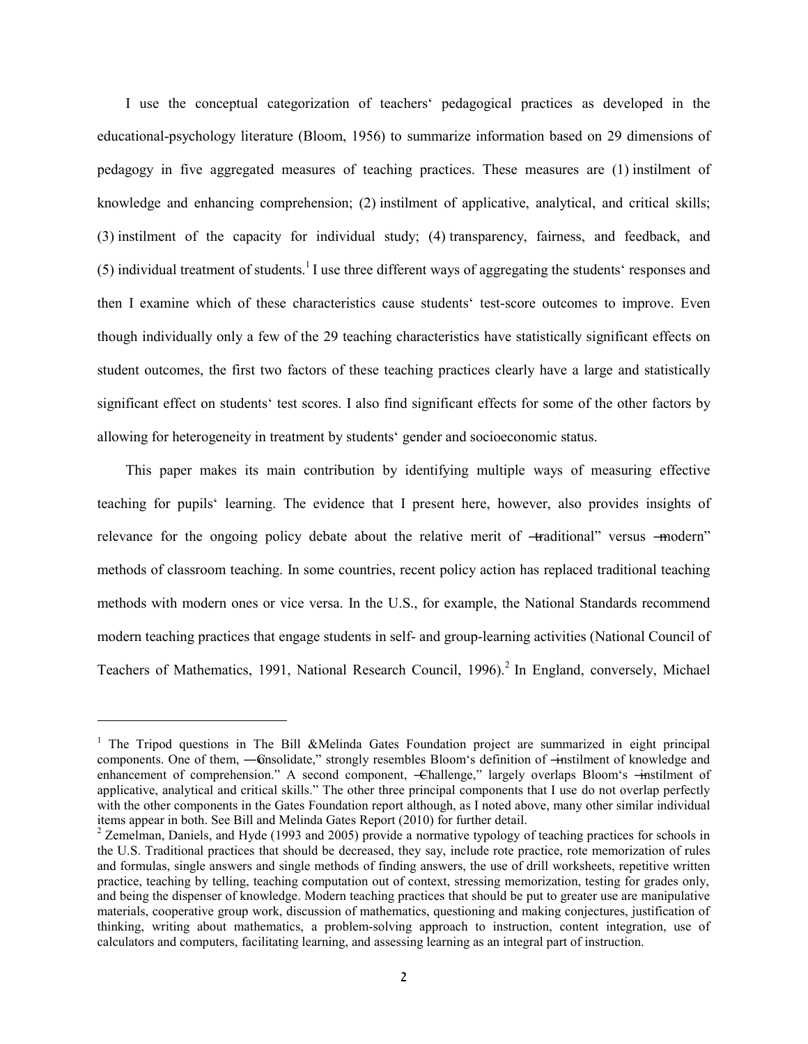I use the conceptual categorization of teachers' pedagogical practices as developed in the educational-psychology literature (Bloom, 1956) to summarize information based on 29 dimensions of pedagogy in five aggregated measures of teaching practices. These measures are (1) instilment of knowledge and enhancing comprehension; (2) instilment of applicative, analytical, and critical skills; (3) instilment of the capacity for individual study; (4) transparency, fairness, and feedback, and (5) individual treatment of students.[1] I use three different ways of aggregating the students' responses and then I examine which of these characteristics cause students' test-score outcomes to improve. Even though individually only a few of the 29 teaching characteristics have statistically significant effects on student outcomes, the first two factors of these teaching practices clearly have a large and statistically significant effect on students' test scores. I also find significant effects for some of the other factors by allowing for heterogeneity in treatment by students' gender and socioeconomic status.

This paper makes its main contribution by identifying multiple ways of measuring effective teaching for pupils' learning. The evidence that I present here, however, also provides insights of relevance for the ongoing policy debate about the relative merit of "traditional" versus "modern" methods of classroom teaching. In some countries, recent policy action has replaced traditional teaching methods with modern ones or vice versa. In the U.S., for example, the National Standards recommend modern teaching practices that engage students in self- and group-learning activities (National Council of Teachers of Mathematics, 1991, National Research Council, 1996).[2] In England, conversely, Michael

---

[1] The Tripod questions in The Bill &Melinda Gates Foundation project are summarized in eight principal components. One of them, "Consolidate," strongly resembles Bloom's definition of "instilment of knowledge and enhancement of comprehension." A second component, "Challenge," largely overlaps Bloom's "instilment of applicative, analytical and critical skills." The other three principal components that I use do not overlap perfectly with the other components in the Gates Foundation report although, as I noted above, many other similar individual items appear in both. See Bill and Melinda Gates Report (2010) for further detail.

[2] Zemelman, Daniels, and Hyde (1993 and 2005) provide a normative typology of teaching practices for schools in the U.S. Traditional practices that should be decreased, they say, include rote practice, rote memorization of rules and formulas, single answers and single methods of finding answers, the use of drill worksheets, repetitive written practice, teaching by telling, teaching computation out of context, stressing memorization, testing for grades only, and being the dispenser of knowledge. Modern teaching practices that should be put to greater use are manipulative materials, cooperative group work, discussion of mathematics, questioning and making conjectures, justification of thinking, writing about mathematics, a problem-solving approach to instruction, content integration, use of calculators and computers, facilitating learning, and assessing learning as an integral part of instruction.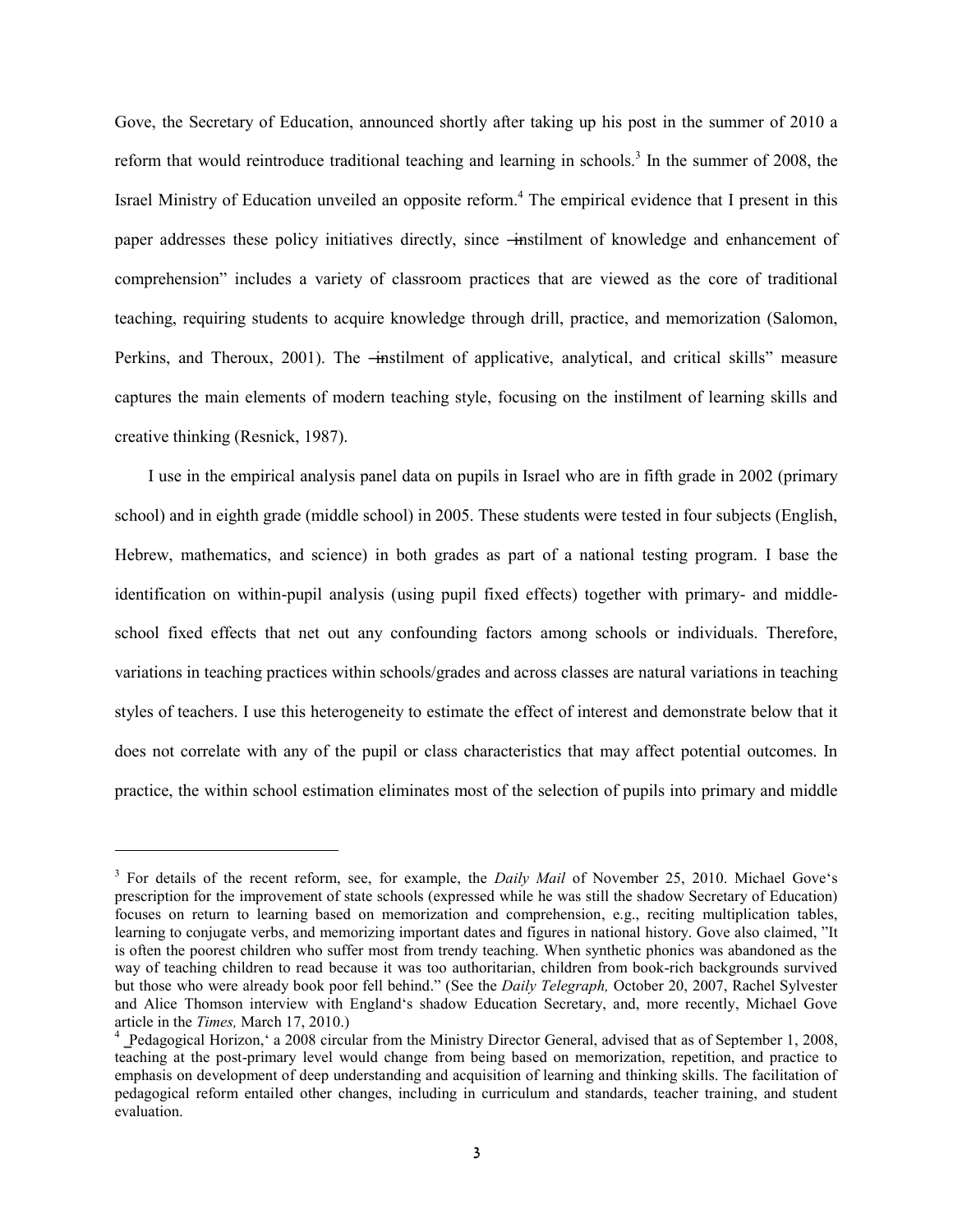Gove, the Secretary of Education, announced shortly after taking up his post in the summer of 2010 a reform that would reintroduce traditional teaching and learning in schools.[3] In the summer of 2008, the Israel Ministry of Education unveiled an opposite reform.[4] The empirical evidence that I present in this paper addresses these policy initiatives directly, since ―instilment of knowledge and enhancement of comprehension" includes a variety of classroom practices that are viewed as the core of traditional teaching, requiring students to acquire knowledge through drill, practice, and memorization (Salomon, Perkins, and Theroux, 2001). The ―instilment of applicative, analytical, and critical skills" measure captures the main elements of modern teaching style, focusing on the instilment of learning skills and creative thinking (Resnick, 1987).

I use in the empirical analysis panel data on pupils in Israel who are in fifth grade in 2002 (primary school) and in eighth grade (middle school) in 2005. These students were tested in four subjects (English, Hebrew, mathematics, and science) in both grades as part of a national testing program. I base the identification on within-pupil analysis (using pupil fixed effects) together with primary- and middle-school fixed effects that net out any confounding factors among schools or individuals. Therefore, variations in teaching practices within schools/grades and across classes are natural variations in teaching styles of teachers. I use this heterogeneity to estimate the effect of interest and demonstrate below that it does not correlate with any of the pupil or class characteristics that may affect potential outcomes. In practice, the within school estimation eliminates most of the selection of pupils into primary and middle

---

[3] For details of the recent reform, see, for example, the *Daily Mail* of November 25, 2010. Michael Gove's prescription for the improvement of state schools (expressed while he was still the shadow Secretary of Education) focuses on return to learning based on memorization and comprehension, e.g., reciting multiplication tables, learning to conjugate verbs, and memorizing important dates and figures in national history. Gove also claimed, "It is often the poorest children who suffer most from trendy teaching. When synthetic phonics was abandoned as the way of teaching children to read because it was too authoritarian, children from book-rich backgrounds survived but those who were already book poor fell behind." (See the *Daily Telegraph,* October 20, 2007, Rachel Sylvester and Alice Thomson interview with England's shadow Education Secretary, and, more recently, Michael Gove article in the *Times,* March 17, 2010.)

[4] ‗Pedagogical Horizon,' a 2008 circular from the Ministry Director General, advised that as of September 1, 2008, teaching at the post-primary level would change from being based on memorization, repetition, and practice to emphasis on development of deep understanding and acquisition of learning and thinking skills. The facilitation of pedagogical reform entailed other changes, including in curriculum and standards, teacher training, and student evaluation.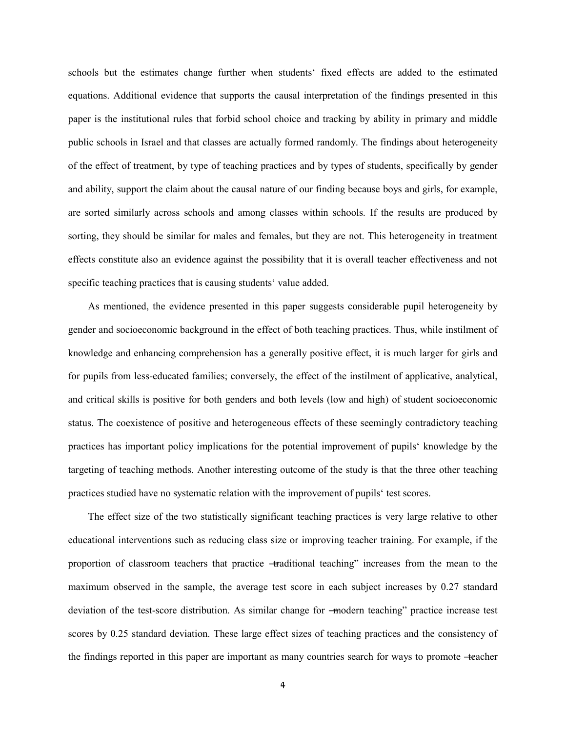schools but the estimates change further when students‘ fixed effects are added to the estimated equations. Additional evidence that supports the causal interpretation of the findings presented in this paper is the institutional rules that forbid school choice and tracking by ability in primary and middle public schools in Israel and that classes are actually formed randomly. The findings about heterogeneity of the effect of treatment, by type of teaching practices and by types of students, specifically by gender and ability, support the claim about the causal nature of our finding because boys and girls, for example, are sorted similarly across schools and among classes within schools. If the results are produced by sorting, they should be similar for males and females, but they are not. This heterogeneity in treatment effects constitute also an evidence against the possibility that it is overall teacher effectiveness and not specific teaching practices that is causing students‘ value added.

As mentioned, the evidence presented in this paper suggests considerable pupil heterogeneity by gender and socioeconomic background in the effect of both teaching practices. Thus, while instilment of knowledge and enhancing comprehension has a generally positive effect, it is much larger for girls and for pupils from less-educated families; conversely, the effect of the instilment of applicative, analytical, and critical skills is positive for both genders and both levels (low and high) of student socioeconomic status. The coexistence of positive and heterogeneous effects of these seemingly contradictory teaching practices has important policy implications for the potential improvement of pupils‘ knowledge by the targeting of teaching methods. Another interesting outcome of the study is that the three other teaching practices studied have no systematic relation with the improvement of pupils‘ test scores.

The effect size of the two statistically significant teaching practices is very large relative to other educational interventions such as reducing class size or improving teacher training. For example, if the proportion of classroom teachers that practice "traditional teaching" increases from the mean to the maximum observed in the sample, the average test score in each subject increases by 0.27 standard deviation of the test-score distribution. As similar change for "modern teaching" practice increase test scores by 0.25 standard deviation. These large effect sizes of teaching practices and the consistency of the findings reported in this paper are important as many countries search for ways to promote "teacher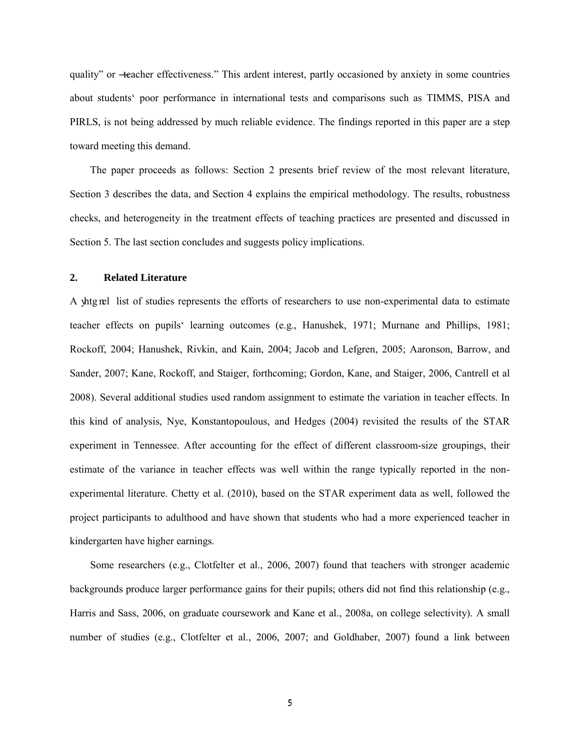quality" or ―teacher effectiveness." This ardent interest, partly occasioned by anxiety in some countries about students' poor performance in international tests and comparisons such as TIMMS, PISA and PIRLS, is not being addressed by much reliable evidence. The findings reported in this paper are a step toward meeting this demand.

The paper proceeds as follows: Section 2 presents brief review of the most relevant literature, Section 3 describes the data, and Section 4 explains the empirical methodology. The results, robustness checks, and heterogeneity in the treatment effects of teaching practices are presented and discussed in Section 5. The last section concludes and suggests policy implications.

## 2. Related Literature

A yhtg nel list of studies represents the efforts of researchers to use non-experimental data to estimate teacher effects on pupils' learning outcomes (e.g., Hanushek, 1971; Murnane and Phillips, 1981; Rockoff, 2004; Hanushek, Rivkin, and Kain, 2004; Jacob and Lefgren, 2005; Aaronson, Barrow, and Sander, 2007; Kane, Rockoff, and Staiger, forthcoming; Gordon, Kane, and Staiger, 2006, Cantrell et al 2008). Several additional studies used random assignment to estimate the variation in teacher effects. In this kind of analysis, Nye, Konstantopoulous, and Hedges (2004) revisited the results of the STAR experiment in Tennessee. After accounting for the effect of different classroom-size groupings, their estimate of the variance in teacher effects was well within the range typically reported in the non-experimental literature. Chetty et al. (2010), based on the STAR experiment data as well, followed the project participants to adulthood and have shown that students who had a more experienced teacher in kindergarten have higher earnings.

Some researchers (e.g., Clotfelter et al., 2006, 2007) found that teachers with stronger academic backgrounds produce larger performance gains for their pupils; others did not find this relationship (e.g., Harris and Sass, 2006, on graduate coursework and Kane et al., 2008a, on college selectivity). A small number of studies (e.g., Clotfelter et al., 2006, 2007; and Goldhaber, 2007) found a link between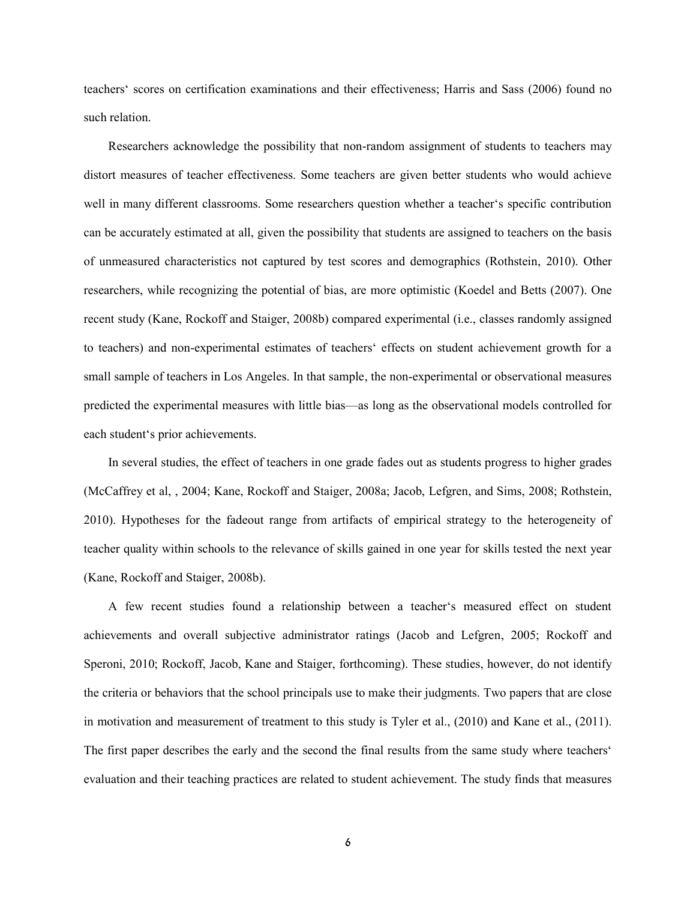teachers' scores on certification examinations and their effectiveness; Harris and Sass (2006) found no such relation.

Researchers acknowledge the possibility that non-random assignment of students to teachers may distort measures of teacher effectiveness. Some teachers are given better students who would achieve well in many different classrooms. Some researchers question whether a teacher's specific contribution can be accurately estimated at all, given the possibility that students are assigned to teachers on the basis of unmeasured characteristics not captured by test scores and demographics (Rothstein, 2010). Other researchers, while recognizing the potential of bias, are more optimistic (Koedel and Betts (2007). One recent study (Kane, Rockoff and Staiger, 2008b) compared experimental (i.e., classes randomly assigned to teachers) and non-experimental estimates of teachers' effects on student achievement growth for a small sample of teachers in Los Angeles. In that sample, the non-experimental or observational measures predicted the experimental measures with little bias—as long as the observational models controlled for each student's prior achievements.

In several studies, the effect of teachers in one grade fades out as students progress to higher grades (McCaffrey et al, , 2004; Kane, Rockoff and Staiger, 2008a; Jacob, Lefgren, and Sims, 2008; Rothstein, 2010). Hypotheses for the fadeout range from artifacts of empirical strategy to the heterogeneity of teacher quality within schools to the relevance of skills gained in one year for skills tested the next year (Kane, Rockoff and Staiger, 2008b).

A few recent studies found a relationship between a teacher's measured effect on student achievements and overall subjective administrator ratings (Jacob and Lefgren, 2005; Rockoff and Speroni, 2010; Rockoff, Jacob, Kane and Staiger, forthcoming). These studies, however, do not identify the criteria or behaviors that the school principals use to make their judgments. Two papers that are close in motivation and measurement of treatment to this study is Tyler et al., (2010) and Kane et al., (2011). The first paper describes the early and the second the final results from the same study where teachers' evaluation and their teaching practices are related to student achievement. The study finds that measures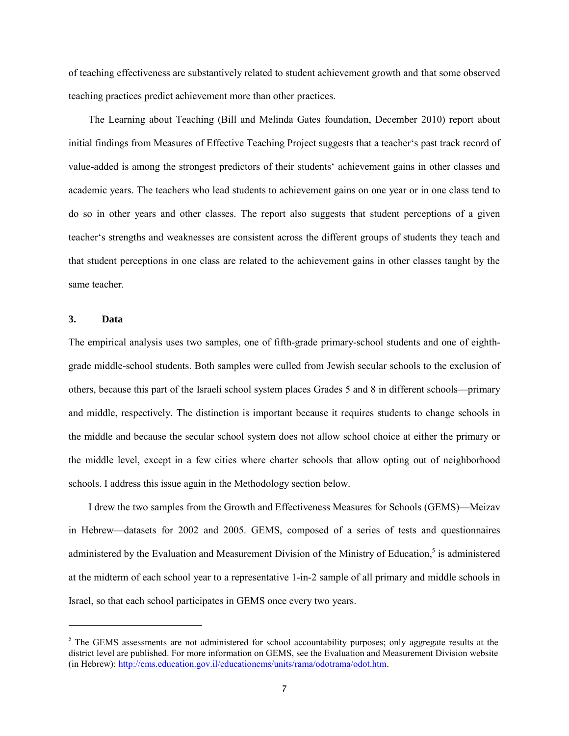of teaching effectiveness are substantively related to student achievement growth and that some observed teaching practices predict achievement more than other practices.

The Learning about Teaching (Bill and Melinda Gates foundation, December 2010) report about initial findings from Measures of Effective Teaching Project suggests that a teacher's past track record of value-added is among the strongest predictors of their students' achievement gains in other classes and academic years. The teachers who lead students to achievement gains on one year or in one class tend to do so in other years and other classes. The report also suggests that student perceptions of a given teacher's strengths and weaknesses are consistent across the different groups of students they teach and that student perceptions in one class are related to the achievement gains in other classes taught by the same teacher.

## 3. Data

The empirical analysis uses two samples, one of fifth-grade primary-school students and one of eighth-grade middle-school students. Both samples were culled from Jewish secular schools to the exclusion of others, because this part of the Israeli school system places Grades 5 and 8 in different schools—primary and middle, respectively. The distinction is important because it requires students to change schools in the middle and because the secular school system does not allow school choice at either the primary or the middle level, except in a few cities where charter schools that allow opting out of neighborhood schools. I address this issue again in the Methodology section below.

I drew the two samples from the Growth and Effectiveness Measures for Schools (GEMS)—Meizav in Hebrew—datasets for 2002 and 2005. GEMS, composed of a series of tests and questionnaires administered by the Evaluation and Measurement Division of the Ministry of Education,[5] is administered at the midterm of each school year to a representative 1-in-2 sample of all primary and middle schools in Israel, so that each school participates in GEMS once every two years.

---

[5] The GEMS assessments are not administered for school accountability purposes; only aggregate results at the district level are published. For more information on GEMS, see the Evaluation and Measurement Division website (in Hebrew): http://cms.education.gov.il/educationcms/units/rama/odotrama/odot.htm.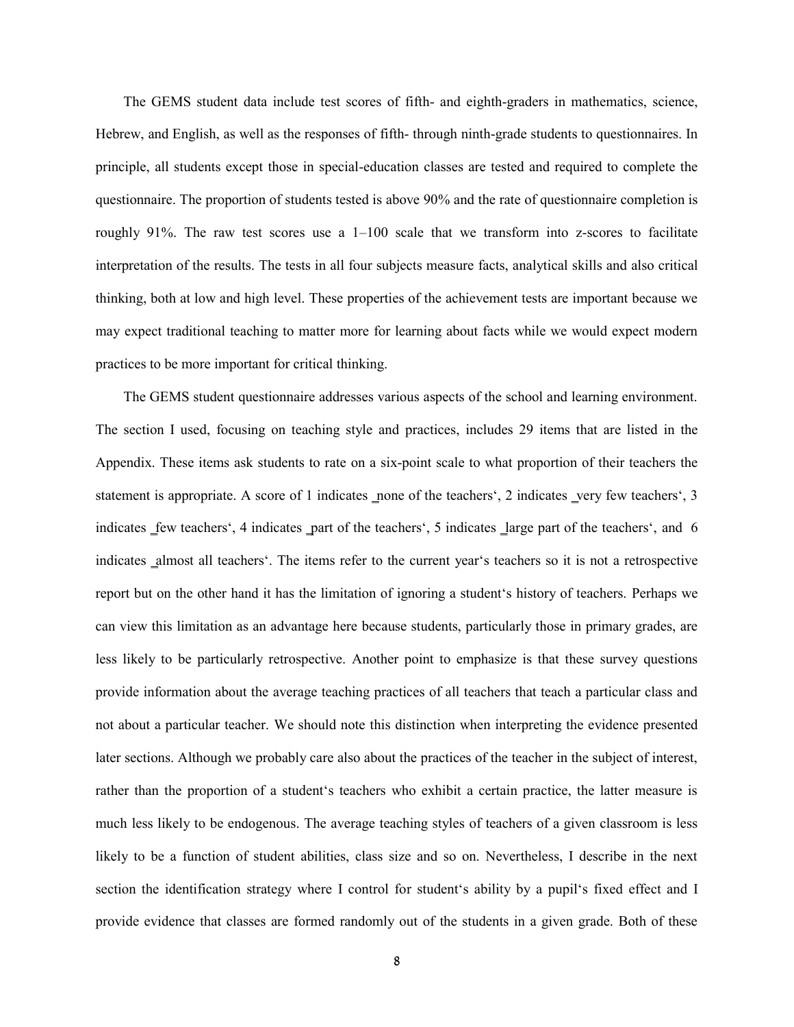The GEMS student data include test scores of fifth- and eighth-graders in mathematics, science, Hebrew, and English, as well as the responses of fifth- through ninth-grade students to questionnaires. In principle, all students except those in special-education classes are tested and required to complete the questionnaire. The proportion of students tested is above 90% and the rate of questionnaire completion is roughly 91%. The raw test scores use a 1–100 scale that we transform into z-scores to facilitate interpretation of the results. The tests in all four subjects measure facts, analytical skills and also critical thinking, both at low and high level. These properties of the achievement tests are important because we may expect traditional teaching to matter more for learning about facts while we would expect modern practices to be more important for critical thinking.

The GEMS student questionnaire addresses various aspects of the school and learning environment. The section I used, focusing on teaching style and practices, includes 29 items that are listed in the Appendix. These items ask students to rate on a six-point scale to what proportion of their teachers the statement is appropriate. A score of 1 indicates ‗none of the teachers', 2 indicates ‗very few teachers', 3 indicates ‗few teachers', 4 indicates ‗part of the teachers', 5 indicates ‗large part of the teachers', and 6 indicates ‗almost all teachers'. The items refer to the current year's teachers so it is not a retrospective report but on the other hand it has the limitation of ignoring a student's history of teachers. Perhaps we can view this limitation as an advantage here because students, particularly those in primary grades, are less likely to be particularly retrospective. Another point to emphasize is that these survey questions provide information about the average teaching practices of all teachers that teach a particular class and not about a particular teacher. We should note this distinction when interpreting the evidence presented later sections. Although we probably care also about the practices of the teacher in the subject of interest, rather than the proportion of a student's teachers who exhibit a certain practice, the latter measure is much less likely to be endogenous. The average teaching styles of teachers of a given classroom is less likely to be a function of student abilities, class size and so on. Nevertheless, I describe in the next section the identification strategy where I control for student's ability by a pupil's fixed effect and I provide evidence that classes are formed randomly out of the students in a given grade. Both of these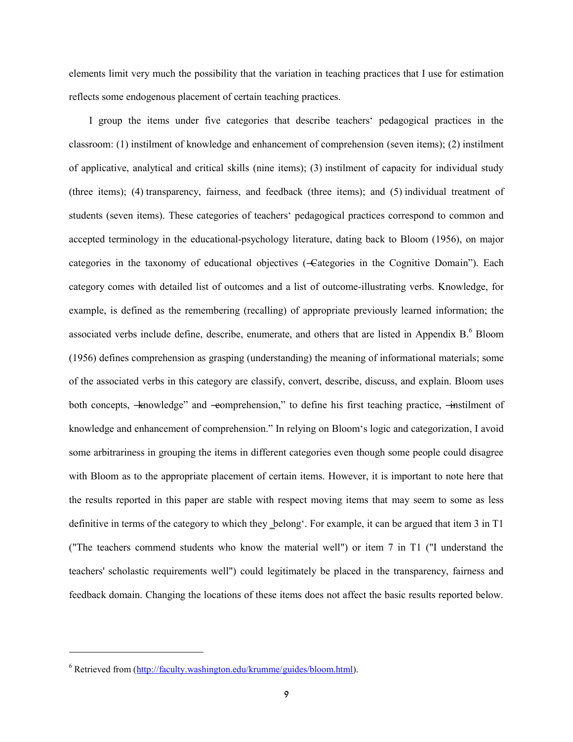elements limit very much the possibility that the variation in teaching practices that I use for estimation reflects some endogenous placement of certain teaching practices.

I group the items under five categories that describe teachers' pedagogical practices in the classroom: (1) instilment of knowledge and enhancement of comprehension (seven items); (2) instilment of applicative, analytical and critical skills (nine items); (3) instilment of capacity for individual study (three items); (4) transparency, fairness, and feedback (three items); and (5) individual treatment of students (seven items). These categories of teachers' pedagogical practices correspond to common and accepted terminology in the educational-psychology literature, dating back to Bloom (1956), on major categories in the taxonomy of educational objectives ("Categories in the Cognitive Domain"). Each category comes with detailed list of outcomes and a list of outcome-illustrating verbs. Knowledge, for example, is defined as the remembering (recalling) of appropriate previously learned information; the associated verbs include define, describe, enumerate, and others that are listed in Appendix B.[6] Bloom (1956) defines comprehension as grasping (understanding) the meaning of informational materials; some of the associated verbs in this category are classify, convert, describe, discuss, and explain. Bloom uses both concepts, "knowledge" and "comprehension," to define his first teaching practice, "instilment of knowledge and enhancement of comprehension." In relying on Bloom's logic and categorization, I avoid some arbitrariness in grouping the items in different categories even though some people could disagree with Bloom as to the appropriate placement of certain items. However, it is important to note here that the results reported in this paper are stable with respect moving items that may seem to some as less definitive in terms of the category to which they 'belong'. For example, it can be argued that item 3 in T1 ("The teachers commend students who know the material well") or item 7 in T1 ("I understand the teachers' scholastic requirements well") could legitimately be placed in the transparency, fairness and feedback domain. Changing the locations of these items does not affect the basic results reported below.

---

[6] Retrieved from (http://faculty.washington.edu/krumme/guides/bloom.html).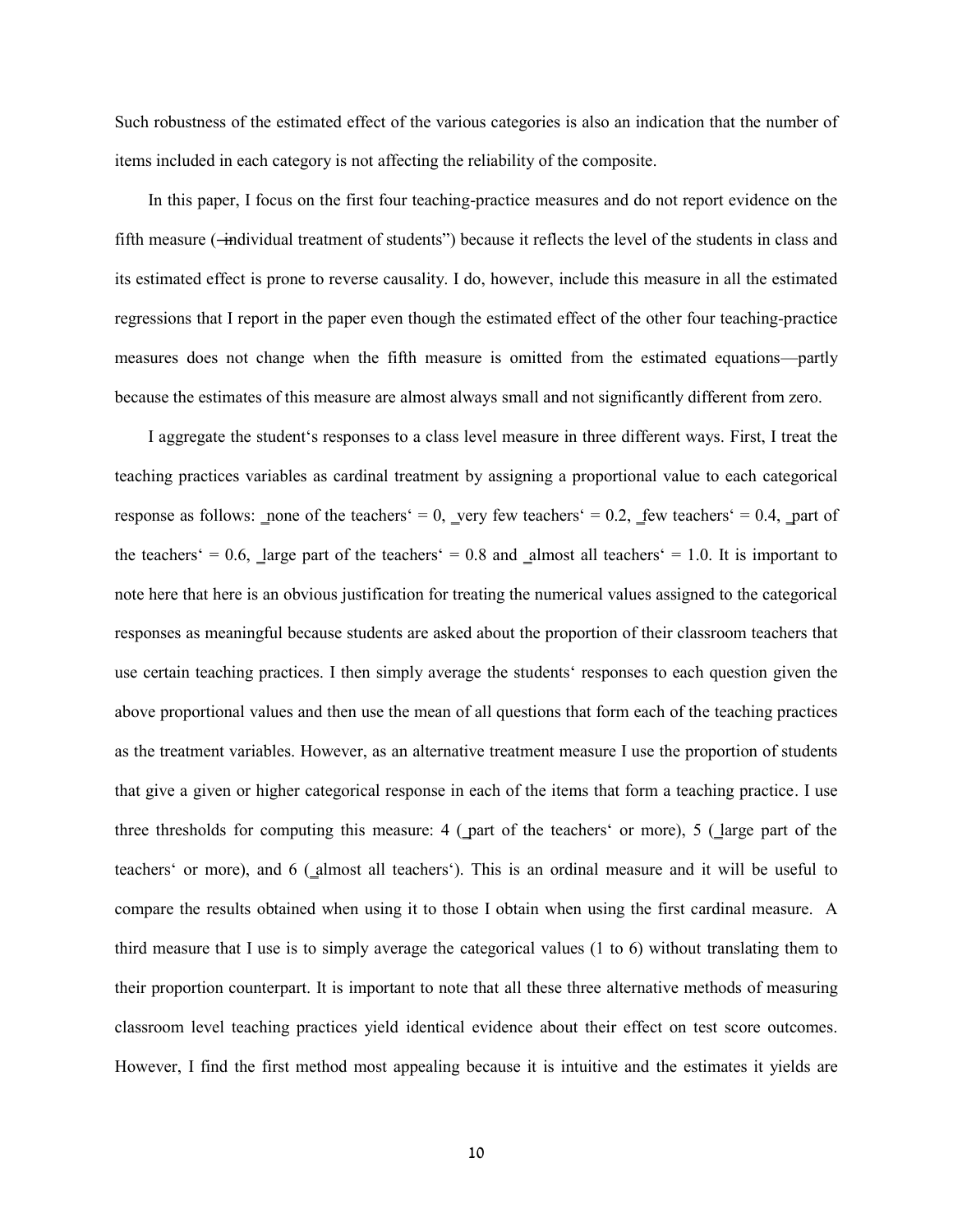Such robustness of the estimated effect of the various categories is also an indication that the number of items included in each category is not affecting the reliability of the composite.

In this paper, I focus on the first four teaching-practice measures and do not report evidence on the fifth measure (―individual treatment of students") because it reflects the level of the students in class and its estimated effect is prone to reverse causality. I do, however, include this measure in all the estimated regressions that I report in the paper even though the estimated effect of the other four teaching-practice measures does not change when the fifth measure is omitted from the estimated equations—partly because the estimates of this measure are almost always small and not significantly different from zero.

I aggregate the student‗s responses to a class level measure in three different ways. First, I treat the teaching practices variables as cardinal treatment by assigning a proportional value to each categorical response as follows: ‗none of the teachers' = 0, ‗very few teachers' = 0.2, ‗few teachers' = 0.4, ‗part of the teachers' = 0.6, ‗large part of the teachers' = 0.8 and ‗almost all teachers' = 1.0. It is important to note here that here is an obvious justification for treating the numerical values assigned to the categorical responses as meaningful because students are asked about the proportion of their classroom teachers that use certain teaching practices. I then simply average the students' responses to each question given the above proportional values and then use the mean of all questions that form each of the teaching practices as the treatment variables. However, as an alternative treatment measure I use the proportion of students that give a given or higher categorical response in each of the items that form a teaching practice. I use three thresholds for computing this measure: 4 (‗part of the teachers' or more), 5 (‗large part of the teachers' or more), and 6 (‗almost all teachers'). This is an ordinal measure and it will be useful to compare the results obtained when using it to those I obtain when using the first cardinal measure. A third measure that I use is to simply average the categorical values (1 to 6) without translating them to their proportion counterpart. It is important to note that all these three alternative methods of measuring classroom level teaching practices yield identical evidence about their effect on test score outcomes. However, I find the first method most appealing because it is intuitive and the estimates it yields are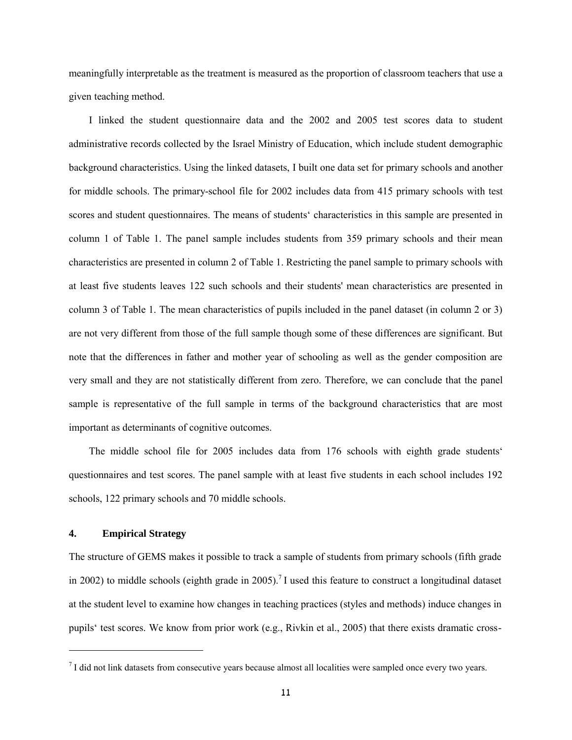meaningfully interpretable as the treatment is measured as the proportion of classroom teachers that use a given teaching method.

I linked the student questionnaire data and the 2002 and 2005 test scores data to student administrative records collected by the Israel Ministry of Education, which include student demographic background characteristics. Using the linked datasets, I built one data set for primary schools and another for middle schools. The primary-school file for 2002 includes data from 415 primary schools with test scores and student questionnaires. The means of students' characteristics in this sample are presented in column 1 of Table 1. The panel sample includes students from 359 primary schools and their mean characteristics are presented in column 2 of Table 1. Restricting the panel sample to primary schools with at least five students leaves 122 such schools and their students' mean characteristics are presented in column 3 of Table 1. The mean characteristics of pupils included in the panel dataset (in column 2 or 3) are not very different from those of the full sample though some of these differences are significant. But note that the differences in father and mother year of schooling as well as the gender composition are very small and they are not statistically different from zero. Therefore, we can conclude that the panel sample is representative of the full sample in terms of the background characteristics that are most important as determinants of cognitive outcomes.

The middle school file for 2005 includes data from 176 schools with eighth grade students' questionnaires and test scores. The panel sample with at least five students in each school includes 192 schools, 122 primary schools and 70 middle schools.

## 4. Empirical Strategy

The structure of GEMS makes it possible to track a sample of students from primary schools (fifth grade in 2002) to middle schools (eighth grade in 2005).[7] I used this feature to construct a longitudinal dataset at the student level to examine how changes in teaching practices (styles and methods) induce changes in pupils' test scores. We know from prior work (e.g., Rivkin et al., 2005) that there exists dramatic cross-

[7] I did not link datasets from consecutive years because almost all localities were sampled once every two years.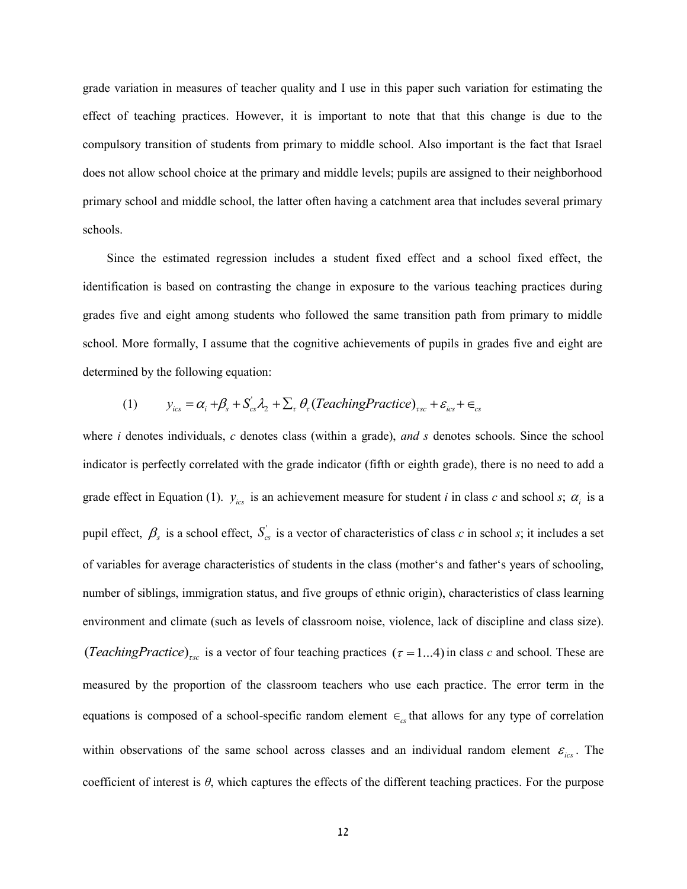grade variation in measures of teacher quality and I use in this paper such variation for estimating the effect of teaching practices. However, it is important to note that that this change is due to the compulsory transition of students from primary to middle school. Also important is the fact that Israel does not allow school choice at the primary and middle levels; pupils are assigned to their neighborhood primary school and middle school, the latter often having a catchment area that includes several primary schools.

Since the estimated regression includes a student fixed effect and a school fixed effect, the identification is based on contrasting the change in exposure to the various teaching practices during grades five and eight among students who followed the same transition path from primary to middle school. More formally, I assume that the cognitive achievements of pupils in grades five and eight are determined by the following equation:

$$(1) \qquad y_{ics} = \alpha_i + \beta_s + S_{cs}^{'}\lambda_2 + \sum_{\tau} \theta_{\tau} (TeachingPractice)_{\tau sc} + \varepsilon_{ics} + \in_{cs}$$

where *i* denotes individuals, *c* denotes class (within a grade), *and s* denotes schools. Since the school indicator is perfectly correlated with the grade indicator (fifth or eighth grade), there is no need to add a grade effect in Equation (1). $y_{ics}$ is an achievement measure for student *i* in class *c* and school *s*; $\alpha_i$ is a pupil effect, $\beta_s$ is a school effect, $S_{cs}^{'}$ is a vector of characteristics of class *c* in school *s*; it includes a set of variables for average characteristics of students in the class (mother's and father's years of schooling, number of siblings, immigration status, and five groups of ethnic origin), characteristics of class learning environment and climate (such as levels of classroom noise, violence, lack of discipline and class size). $(TeachingPractice)_{\tau sc}$ is a vector of four teaching practices $(\tau = 1...4)$ in class *c* and school. These are measured by the proportion of the classroom teachers who use each practice. The error term in the equations is composed of a school-specific random element $\in_{cs}$ that allows for any type of correlation within observations of the same school across classes and an individual random element $\varepsilon_{ics}$. The coefficient of interest is $\theta$, which captures the effects of the different teaching practices. For the purpose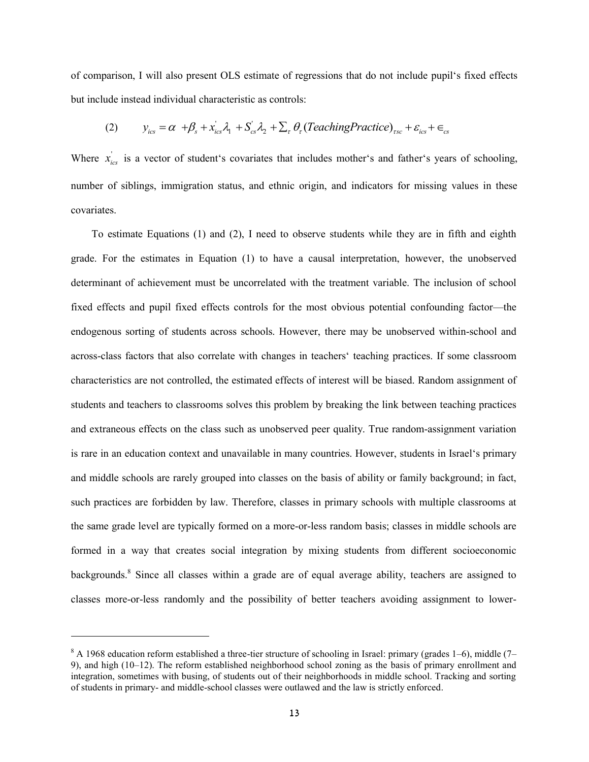of comparison, I will also present OLS estimate of regressions that do not include pupil's fixed effects but include instead individual characteristic as controls:

$$(2) \qquad y_{ics} = \alpha + \beta_s + x_{ics}^{'}\lambda_1 + S_{cs}^{'}\lambda_2 + \sum_{\tau} \theta_{\tau}(TeachingPractice)_{\tau sc} + \varepsilon_{ics} + \epsilon_{cs}$$

Where $x_{ics}^{'}$ is a vector of student's covariates that includes mother's and father's years of schooling, number of siblings, immigration status, and ethnic origin, and indicators for missing values in these covariates.

To estimate Equations (1) and (2), I need to observe students while they are in fifth and eighth grade. For the estimates in Equation (1) to have a causal interpretation, however, the unobserved determinant of achievement must be uncorrelated with the treatment variable. The inclusion of school fixed effects and pupil fixed effects controls for the most obvious potential confounding factor—the endogenous sorting of students across schools. However, there may be unobserved within-school and across-class factors that also correlate with changes in teachers' teaching practices. If some classroom characteristics are not controlled, the estimated effects of interest will be biased. Random assignment of students and teachers to classrooms solves this problem by breaking the link between teaching practices and extraneous effects on the class such as unobserved peer quality. True random-assignment variation is rare in an education context and unavailable in many countries. However, students in Israel's primary and middle schools are rarely grouped into classes on the basis of ability or family background; in fact, such practices are forbidden by law. Therefore, classes in primary schools with multiple classrooms at the same grade level are typically formed on a more-or-less random basis; classes in middle schools are formed in a way that creates social integration by mixing students from different socioeconomic backgrounds.[8] Since all classes within a grade are of equal average ability, teachers are assigned to classes more-or-less randomly and the possibility of better teachers avoiding assignment to lower-

[8] A 1968 education reform established a three-tier structure of schooling in Israel: primary (grades 1–6), middle (7–9), and high (10–12). The reform established neighborhood school zoning as the basis of primary enrollment and integration, sometimes with busing, of students out of their neighborhoods in middle school. Tracking and sorting of students in primary- and middle-school classes were outlawed and the law is strictly enforced.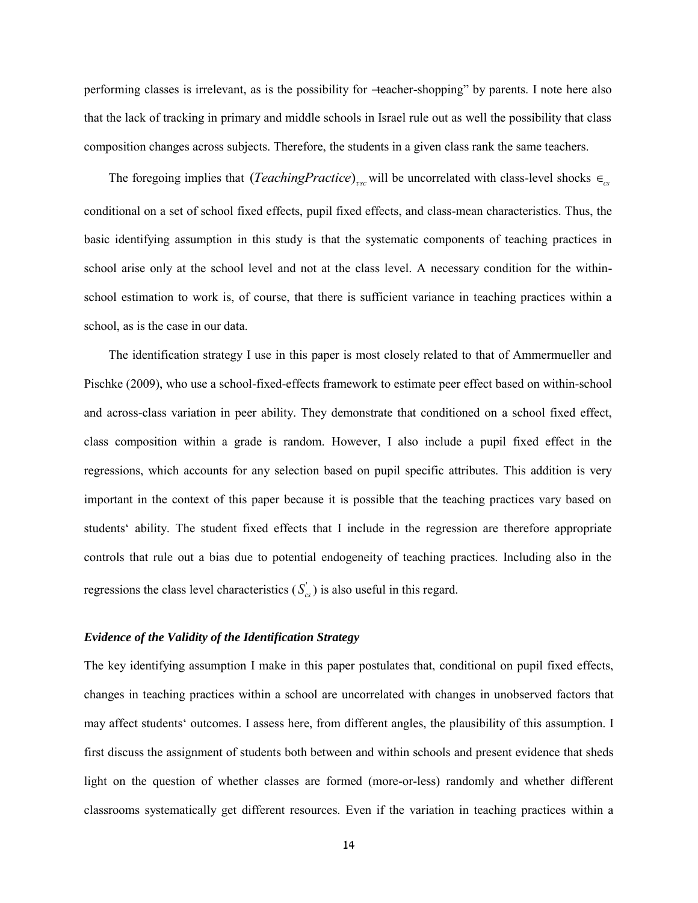performing classes is irrelevant, as is the possibility for "teacher-shopping" by parents. I note here also that the lack of tracking in primary and middle schools in Israel rule out as well the possibility that class composition changes across subjects. Therefore, the students in a given class rank the same teachers.

The foregoing implies that $(TeachingPractice)_{\tau sc}$ will be uncorrelated with class-level shocks $\in_{cs}$ conditional on a set of school fixed effects, pupil fixed effects, and class-mean characteristics. Thus, the basic identifying assumption in this study is that the systematic components of teaching practices in school arise only at the school level and not at the class level. A necessary condition for the within-school estimation to work is, of course, that there is sufficient variance in teaching practices within a school, as is the case in our data.

The identification strategy I use in this paper is most closely related to that of Ammermueller and Pischke (2009), who use a school-fixed-effects framework to estimate peer effect based on within-school and across-class variation in peer ability. They demonstrate that conditioned on a school fixed effect, class composition within a grade is random. However, I also include a pupil fixed effect in the regressions, which accounts for any selection based on pupil specific attributes. This addition is very important in the context of this paper because it is possible that the teaching practices vary based on students' ability. The student fixed effects that I include in the regression are therefore appropriate controls that rule out a bias due to potential endogeneity of teaching practices. Including also in the regressions the class level characteristics ($S'_{cs}$) is also useful in this regard.

### *Evidence of the Validity of the Identification Strategy*

The key identifying assumption I make in this paper postulates that, conditional on pupil fixed effects, changes in teaching practices within a school are uncorrelated with changes in unobserved factors that may affect students' outcomes. I assess here, from different angles, the plausibility of this assumption. I first discuss the assignment of students both between and within schools and present evidence that sheds light on the question of whether classes are formed (more-or-less) randomly and whether different classrooms systematically get different resources. Even if the variation in teaching practices within a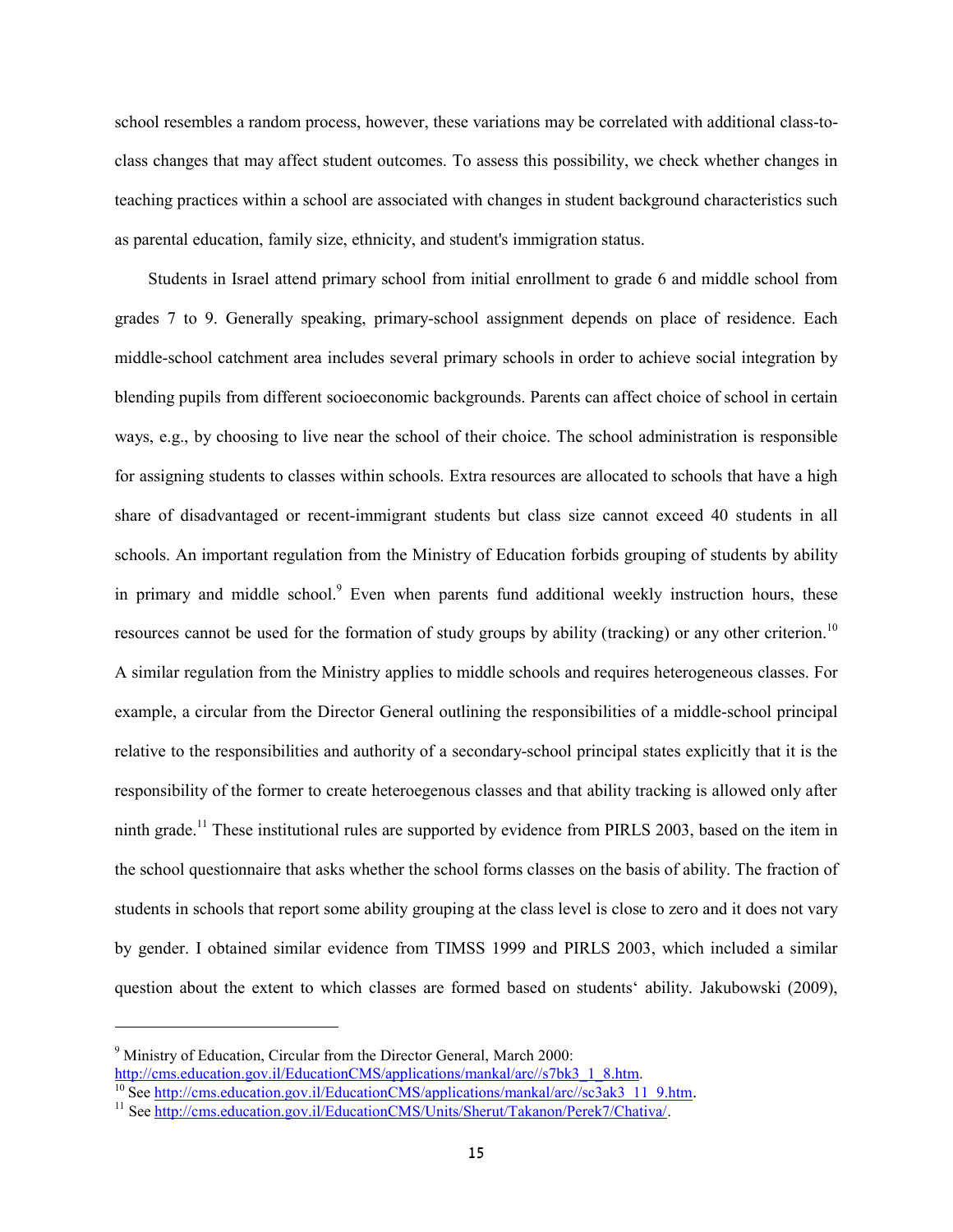school resembles a random process, however, these variations may be correlated with additional class-to-class changes that may affect student outcomes. To assess this possibility, we check whether changes in teaching practices within a school are associated with changes in student background characteristics such as parental education, family size, ethnicity, and student's immigration status.

Students in Israel attend primary school from initial enrollment to grade 6 and middle school from grades 7 to 9. Generally speaking, primary-school assignment depends on place of residence. Each middle-school catchment area includes several primary schools in order to achieve social integration by blending pupils from different socioeconomic backgrounds. Parents can affect choice of school in certain ways, e.g., by choosing to live near the school of their choice. The school administration is responsible for assigning students to classes within schools. Extra resources are allocated to schools that have a high share of disadvantaged or recent-immigrant students but class size cannot exceed 40 students in all schools. An important regulation from the Ministry of Education forbids grouping of students by ability in primary and middle school.[9] Even when parents fund additional weekly instruction hours, these resources cannot be used for the formation of study groups by ability (tracking) or any other criterion.[10] A similar regulation from the Ministry applies to middle schools and requires heterogeneous classes. For example, a circular from the Director General outlining the responsibilities of a middle-school principal relative to the responsibilities and authority of a secondary-school principal states explicitly that it is the responsibility of the former to create heteroegenous classes and that ability tracking is allowed only after ninth grade.[11] These institutional rules are supported by evidence from PIRLS 2003, based on the item in the school questionnaire that asks whether the school forms classes on the basis of ability. The fraction of students in schools that report some ability grouping at the class level is close to zero and it does not vary by gender. I obtained similar evidence from TIMSS 1999 and PIRLS 2003, which included a similar question about the extent to which classes are formed based on students' ability. Jakubowski (2009),

---

[9] Ministry of Education, Circular from the Director General, March 2000: http://cms.education.gov.il/EducationCMS/applications/mankal/arc//s7bk3_1_8.htm.

[10] See http://cms.education.gov.il/EducationCMS/applications/mankal/arc//sc3ak3_11_9.htm.

[11] See http://cms.education.gov.il/EducationCMS/Units/Sherut/Takanon/Perek7/Chativa/.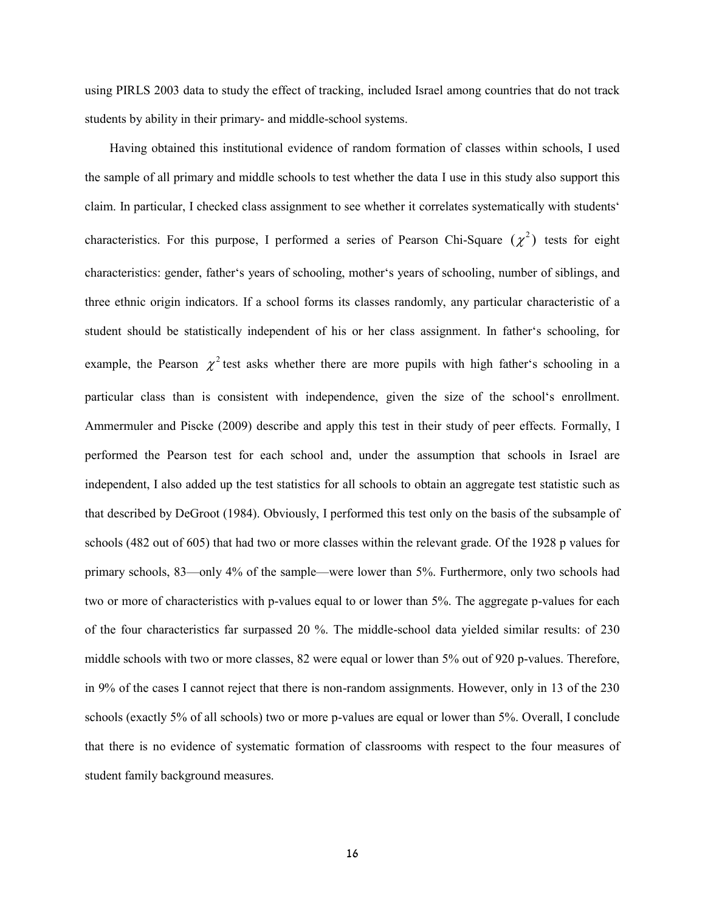using PIRLS 2003 data to study the effect of tracking, included Israel among countries that do not track students by ability in their primary- and middle-school systems.

Having obtained this institutional evidence of random formation of classes within schools, I used the sample of all primary and middle schools to test whether the data I use in this study also support this claim. In particular, I checked class assignment to see whether it correlates systematically with students' characteristics. For this purpose, I performed a series of Pearson Chi-Square ($\chi^2$) tests for eight characteristics: gender, father's years of schooling, mother's years of schooling, number of siblings, and three ethnic origin indicators. If a school forms its classes randomly, any particular characteristic of a student should be statistically independent of his or her class assignment. In father's schooling, for example, the Pearson $\chi^2$ test asks whether there are more pupils with high father's schooling in a particular class than is consistent with independence, given the size of the school's enrollment. Ammermuler and Piscke (2009) describe and apply this test in their study of peer effects. Formally, I performed the Pearson test for each school and, under the assumption that schools in Israel are independent, I also added up the test statistics for all schools to obtain an aggregate test statistic such as that described by DeGroot (1984). Obviously, I performed this test only on the basis of the subsample of schools (482 out of 605) that had two or more classes within the relevant grade. Of the 1928 p values for primary schools, 83—only 4% of the sample—were lower than 5%. Furthermore, only two schools had two or more of characteristics with p-values equal to or lower than 5%. The aggregate p-values for each of the four characteristics far surpassed 20 %. The middle-school data yielded similar results: of 230 middle schools with two or more classes, 82 were equal or lower than 5% out of 920 p-values. Therefore, in 9% of the cases I cannot reject that there is non-random assignments. However, only in 13 of the 230 schools (exactly 5% of all schools) two or more p-values are equal or lower than 5%. Overall, I conclude that there is no evidence of systematic formation of classrooms with respect to the four measures of student family background measures.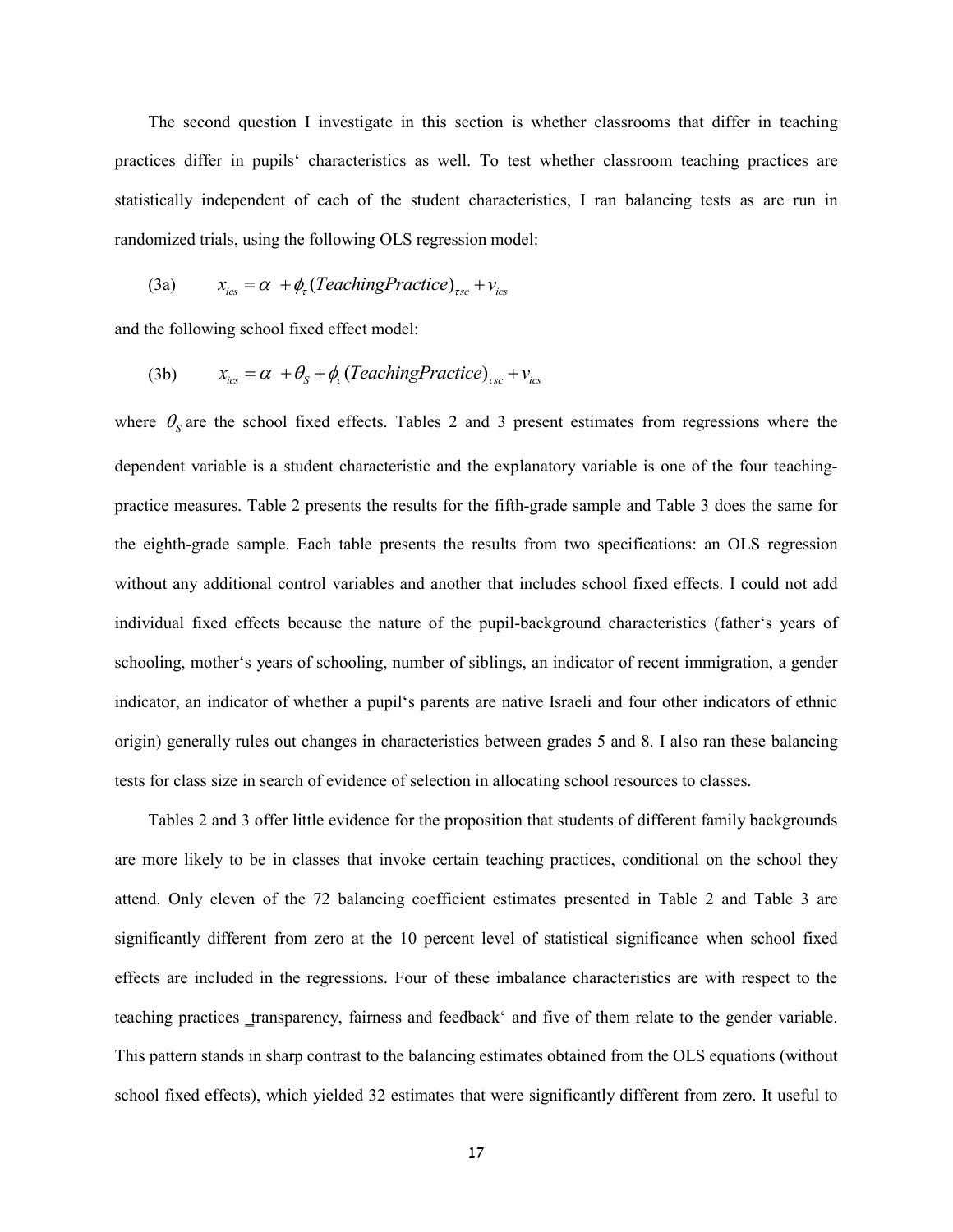The second question I investigate in this section is whether classrooms that differ in teaching practices differ in pupils' characteristics as well. To test whether classroom teaching practices are statistically independent of each of the student characteristics, I ran balancing tests as are run in randomized trials, using the following OLS regression model:

$$x_{ics} = \alpha + \phi_{\tau}(TeachingPractice)_{\tau sc} + v_{ics} \tag{3a}$$

and the following school fixed effect model:

$$x_{ics} = \alpha + \theta_S + \phi_{\tau}(TeachingPractice)_{\tau sc} + v_{ics} \tag{3b}$$

where $\theta_S$ are the school fixed effects. Tables 2 and 3 present estimates from regressions where the dependent variable is a student characteristic and the explanatory variable is one of the four teaching-practice measures. Table 2 presents the results for the fifth-grade sample and Table 3 does the same for the eighth-grade sample. Each table presents the results from two specifications: an OLS regression without any additional control variables and another that includes school fixed effects. I could not add individual fixed effects because the nature of the pupil-background characteristics (father's years of schooling, mother's years of schooling, number of siblings, an indicator of recent immigration, a gender indicator, an indicator of whether a pupil's parents are native Israeli and four other indicators of ethnic origin) generally rules out changes in characteristics between grades 5 and 8. I also ran these balancing tests for class size in search of evidence of selection in allocating school resources to classes.

Tables 2 and 3 offer little evidence for the proposition that students of different family backgrounds are more likely to be in classes that invoke certain teaching practices, conditional on the school they attend. Only eleven of the 72 balancing coefficient estimates presented in Table 2 and Table 3 are significantly different from zero at the 10 percent level of statistical significance when school fixed effects are included in the regressions. Four of these imbalance characteristics are with respect to the teaching practices 'transparency, fairness and feedback' and five of them relate to the gender variable. This pattern stands in sharp contrast to the balancing estimates obtained from the OLS equations (without school fixed effects), which yielded 32 estimates that were significantly different from zero. It useful to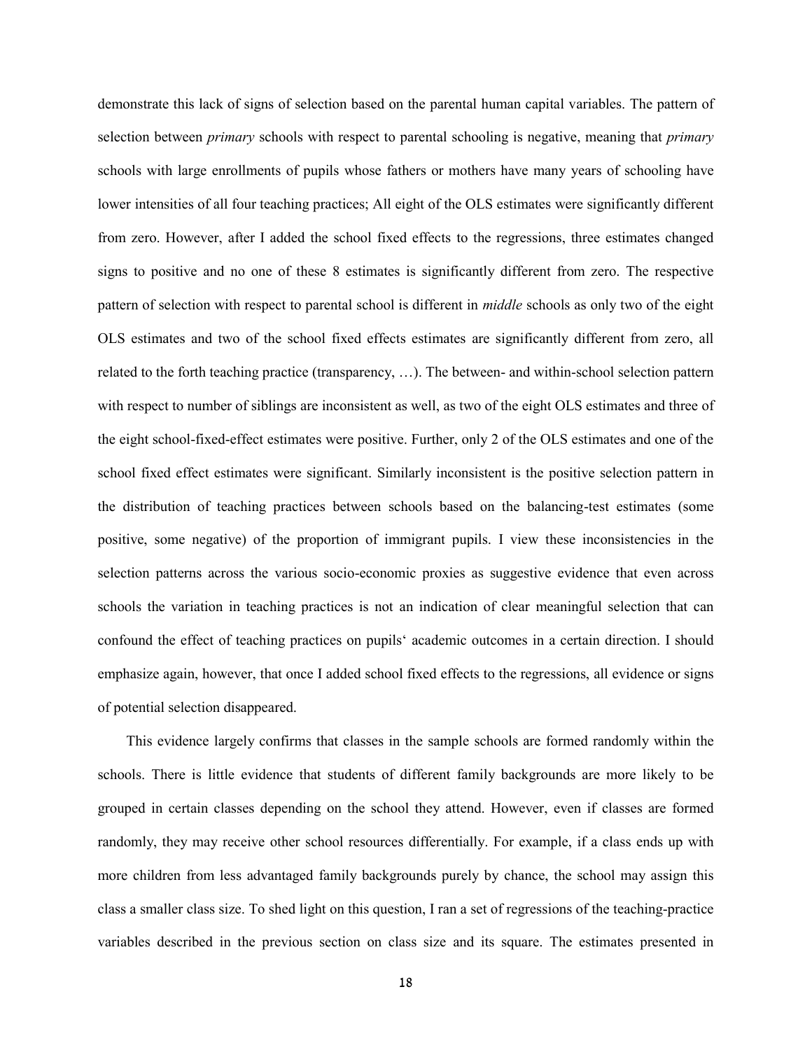demonstrate this lack of signs of selection based on the parental human capital variables. The pattern of selection between *primary* schools with respect to parental schooling is negative, meaning that *primary* schools with large enrollments of pupils whose fathers or mothers have many years of schooling have lower intensities of all four teaching practices; All eight of the OLS estimates were significantly different from zero. However, after I added the school fixed effects to the regressions, three estimates changed signs to positive and no one of these 8 estimates is significantly different from zero. The respective pattern of selection with respect to parental school is different in *middle* schools as only two of the eight OLS estimates and two of the school fixed effects estimates are significantly different from zero, all related to the forth teaching practice (transparency, …). The between- and within-school selection pattern with respect to number of siblings are inconsistent as well, as two of the eight OLS estimates and three of the eight school-fixed-effect estimates were positive. Further, only 2 of the OLS estimates and one of the school fixed effect estimates were significant. Similarly inconsistent is the positive selection pattern in the distribution of teaching practices between schools based on the balancing-test estimates (some positive, some negative) of the proportion of immigrant pupils. I view these inconsistencies in the selection patterns across the various socio-economic proxies as suggestive evidence that even across schools the variation in teaching practices is not an indication of clear meaningful selection that can confound the effect of teaching practices on pupils' academic outcomes in a certain direction. I should emphasize again, however, that once I added school fixed effects to the regressions, all evidence or signs of potential selection disappeared.

This evidence largely confirms that classes in the sample schools are formed randomly within the schools. There is little evidence that students of different family backgrounds are more likely to be grouped in certain classes depending on the school they attend. However, even if classes are formed randomly, they may receive other school resources differentially. For example, if a class ends up with more children from less advantaged family backgrounds purely by chance, the school may assign this class a smaller class size. To shed light on this question, I ran a set of regressions of the teaching-practice variables described in the previous section on class size and its square. The estimates presented in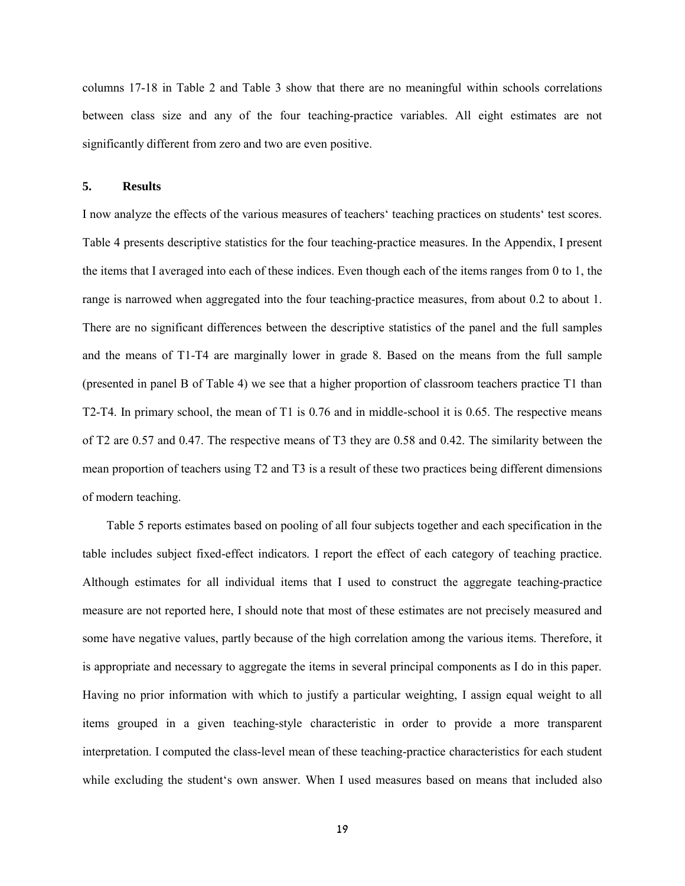columns 17-18 in Table 2 and Table 3 show that there are no meaningful within schools correlations between class size and any of the four teaching-practice variables. All eight estimates are not significantly different from zero and two are even positive.

## 5. Results

I now analyze the effects of the various measures of teachers' teaching practices on students' test scores. Table 4 presents descriptive statistics for the four teaching-practice measures. In the Appendix, I present the items that I averaged into each of these indices. Even though each of the items ranges from 0 to 1, the range is narrowed when aggregated into the four teaching-practice measures, from about 0.2 to about 1. There are no significant differences between the descriptive statistics of the panel and the full samples and the means of T1-T4 are marginally lower in grade 8. Based on the means from the full sample (presented in panel B of Table 4) we see that a higher proportion of classroom teachers practice T1 than T2-T4. In primary school, the mean of T1 is 0.76 and in middle-school it is 0.65. The respective means of T2 are 0.57 and 0.47. The respective means of T3 they are 0.58 and 0.42. The similarity between the mean proportion of teachers using T2 and T3 is a result of these two practices being different dimensions of modern teaching.

Table 5 reports estimates based on pooling of all four subjects together and each specification in the table includes subject fixed-effect indicators. I report the effect of each category of teaching practice. Although estimates for all individual items that I used to construct the aggregate teaching-practice measure are not reported here, I should note that most of these estimates are not precisely measured and some have negative values, partly because of the high correlation among the various items. Therefore, it is appropriate and necessary to aggregate the items in several principal components as I do in this paper. Having no prior information with which to justify a particular weighting, I assign equal weight to all items grouped in a given teaching-style characteristic in order to provide a more transparent interpretation. I computed the class-level mean of these teaching-practice characteristics for each student while excluding the student's own answer. When I used measures based on means that included also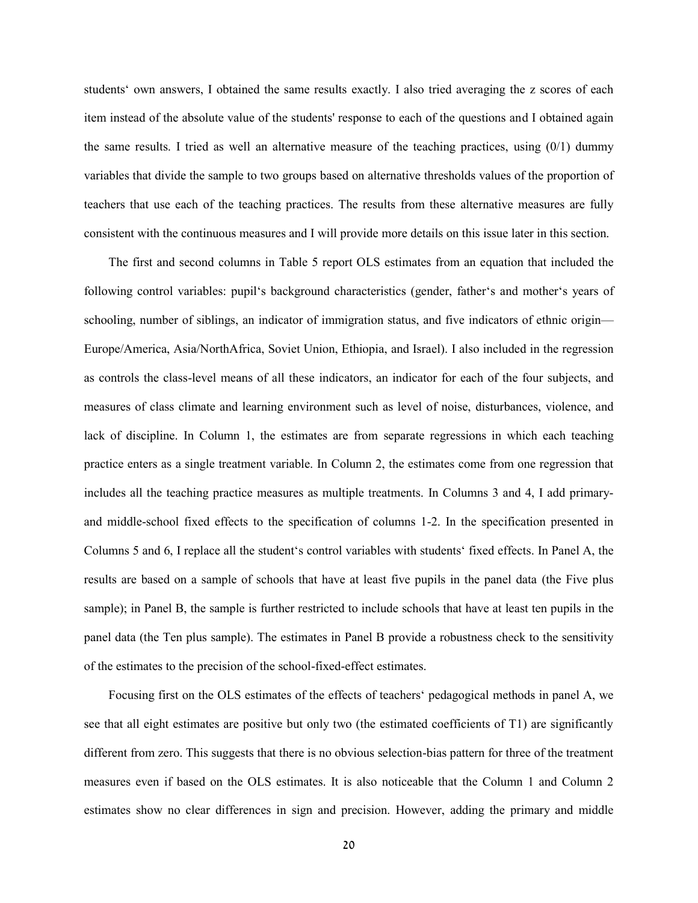students' own answers, I obtained the same results exactly. I also tried averaging the z scores of each item instead of the absolute value of the students' response to each of the questions and I obtained again the same results. I tried as well an alternative measure of the teaching practices, using (0/1) dummy variables that divide the sample to two groups based on alternative thresholds values of the proportion of teachers that use each of the teaching practices. The results from these alternative measures are fully consistent with the continuous measures and I will provide more details on this issue later in this section.

The first and second columns in Table 5 report OLS estimates from an equation that included the following control variables: pupil's background characteristics (gender, father's and mother's years of schooling, number of siblings, an indicator of immigration status, and five indicators of ethnic origin— Europe/America, Asia/NorthAfrica, Soviet Union, Ethiopia, and Israel). I also included in the regression as controls the class-level means of all these indicators, an indicator for each of the four subjects, and measures of class climate and learning environment such as level of noise, disturbances, violence, and lack of discipline. In Column 1, the estimates are from separate regressions in which each teaching practice enters as a single treatment variable. In Column 2, the estimates come from one regression that includes all the teaching practice measures as multiple treatments. In Columns 3 and 4, I add primary- and middle-school fixed effects to the specification of columns 1-2. In the specification presented in Columns 5 and 6, I replace all the student's control variables with students' fixed effects. In Panel A, the results are based on a sample of schools that have at least five pupils in the panel data (the Five plus sample); in Panel B, the sample is further restricted to include schools that have at least ten pupils in the panel data (the Ten plus sample). The estimates in Panel B provide a robustness check to the sensitivity of the estimates to the precision of the school-fixed-effect estimates.

Focusing first on the OLS estimates of the effects of teachers' pedagogical methods in panel A, we see that all eight estimates are positive but only two (the estimated coefficients of T1) are significantly different from zero. This suggests that there is no obvious selection-bias pattern for three of the treatment measures even if based on the OLS estimates. It is also noticeable that the Column 1 and Column 2 estimates show no clear differences in sign and precision. However, adding the primary and middle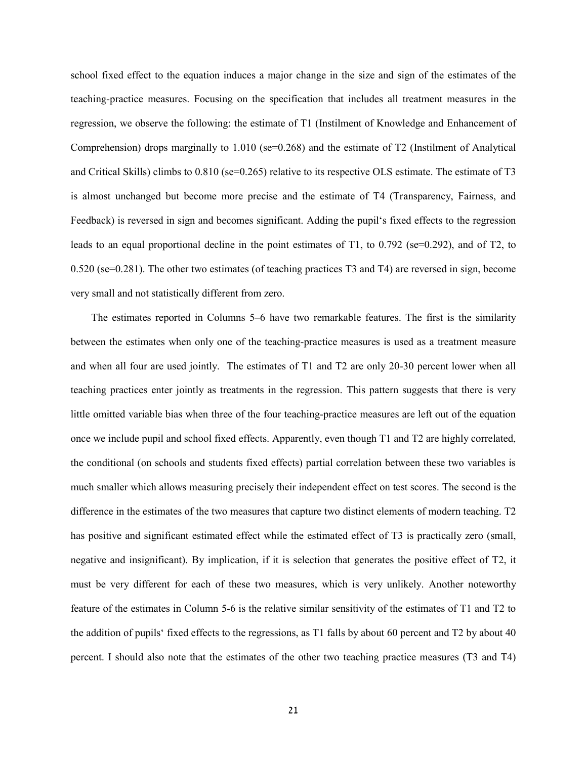school fixed effect to the equation induces a major change in the size and sign of the estimates of the teaching-practice measures. Focusing on the specification that includes all treatment measures in the regression, we observe the following: the estimate of T1 (Instilment of Knowledge and Enhancement of Comprehension) drops marginally to 1.010 (se=0.268) and the estimate of T2 (Instilment of Analytical and Critical Skills) climbs to 0.810 (se=0.265) relative to its respective OLS estimate. The estimate of T3 is almost unchanged but become more precise and the estimate of T4 (Transparency, Fairness, and Feedback) is reversed in sign and becomes significant. Adding the pupil's fixed effects to the regression leads to an equal proportional decline in the point estimates of T1, to 0.792 (se=0.292), and of T2, to 0.520 (se=0.281). The other two estimates (of teaching practices T3 and T4) are reversed in sign, become very small and not statistically different from zero.

The estimates reported in Columns 5–6 have two remarkable features. The first is the similarity between the estimates when only one of the teaching-practice measures is used as a treatment measure and when all four are used jointly. The estimates of T1 and T2 are only 20-30 percent lower when all teaching practices enter jointly as treatments in the regression. This pattern suggests that there is very little omitted variable bias when three of the four teaching-practice measures are left out of the equation once we include pupil and school fixed effects. Apparently, even though T1 and T2 are highly correlated, the conditional (on schools and students fixed effects) partial correlation between these two variables is much smaller which allows measuring precisely their independent effect on test scores. The second is the difference in the estimates of the two measures that capture two distinct elements of modern teaching. T2 has positive and significant estimated effect while the estimated effect of T3 is practically zero (small, negative and insignificant). By implication, if it is selection that generates the positive effect of T2, it must be very different for each of these two measures, which is very unlikely. Another noteworthy feature of the estimates in Column 5-6 is the relative similar sensitivity of the estimates of T1 and T2 to the addition of pupils' fixed effects to the regressions, as T1 falls by about 60 percent and T2 by about 40 percent. I should also note that the estimates of the other two teaching practice measures (T3 and T4)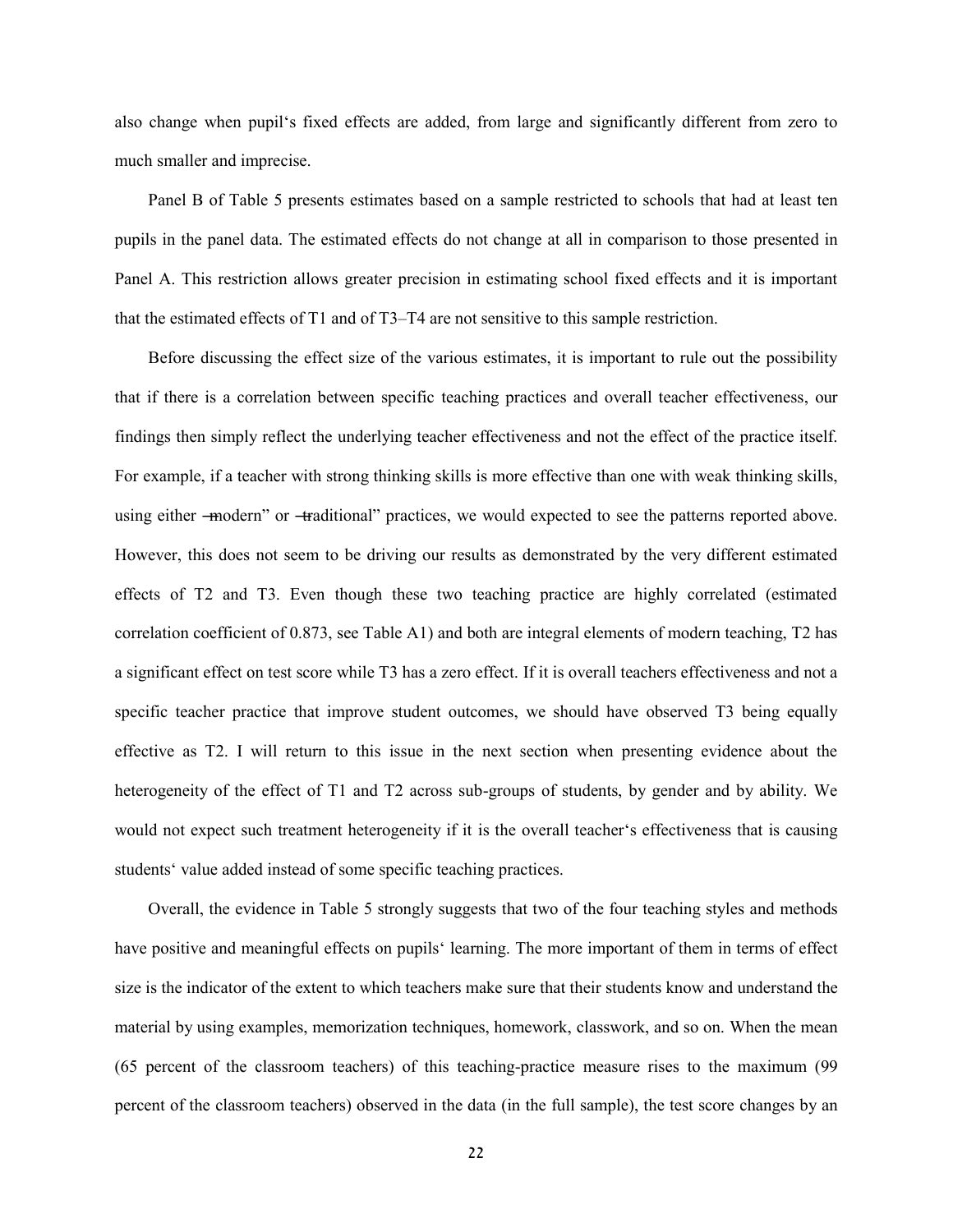also change when pupil�the fixed effects are added, from large and significantly different from zero to much smaller and imprecise.

Panel B of Table 5 presents estimates based on a sample restricted to schools that had at least ten pupils in the panel data. The estimated effects do not change at all in comparison to those presented in Panel A. This restriction allows greater precision in estimating school fixed effects and it is important that the estimated effects of T1 and of T3–T4 are not sensitive to this sample restriction.

Before discussing the effect size of the various estimates, it is important to rule out the possibility that if there is a correlation between specific teaching practices and overall teacher effectiveness, our findings then simply reflect the underlying teacher effectiveness and not the effect of the practice itself. For example, if a teacher with strong thinking skills is more effective than one with weak thinking skills, using either ―modern" or ―traditional" practices, we would expected to see the patterns reported above. However, this does not seem to be driving our results as demonstrated by the very different estimated effects of T2 and T3. Even though these two teaching practice are highly correlated (estimated correlation coefficient of 0.873, see Table A1) and both are integral elements of modern teaching, T2 has a significant effect on test score while T3 has a zero effect. If it is overall teachers effectiveness and not a specific teacher practice that improve student outcomes, we should have observed T3 being equally effective as T2. I will return to this issue in the next section when presenting evidence about the heterogeneity of the effect of T1 and T2 across sub-groups of students, by gender and by ability. We would not expect such treatment heterogeneity if it is the overall teacher‘s effectiveness that is causing students‘ value added instead of some specific teaching practices.

Overall, the evidence in Table 5 strongly suggests that two of the four teaching styles and methods have positive and meaningful effects on pupils‘ learning. The more important of them in terms of effect size is the indicator of the extent to which teachers make sure that their students know and understand the material by using examples, memorization techniques, homework, classwork, and so on. When the mean (65 percent of the classroom teachers) of this teaching-practice measure rises to the maximum (99 percent of the classroom teachers) observed in the data (in the full sample), the test score changes by an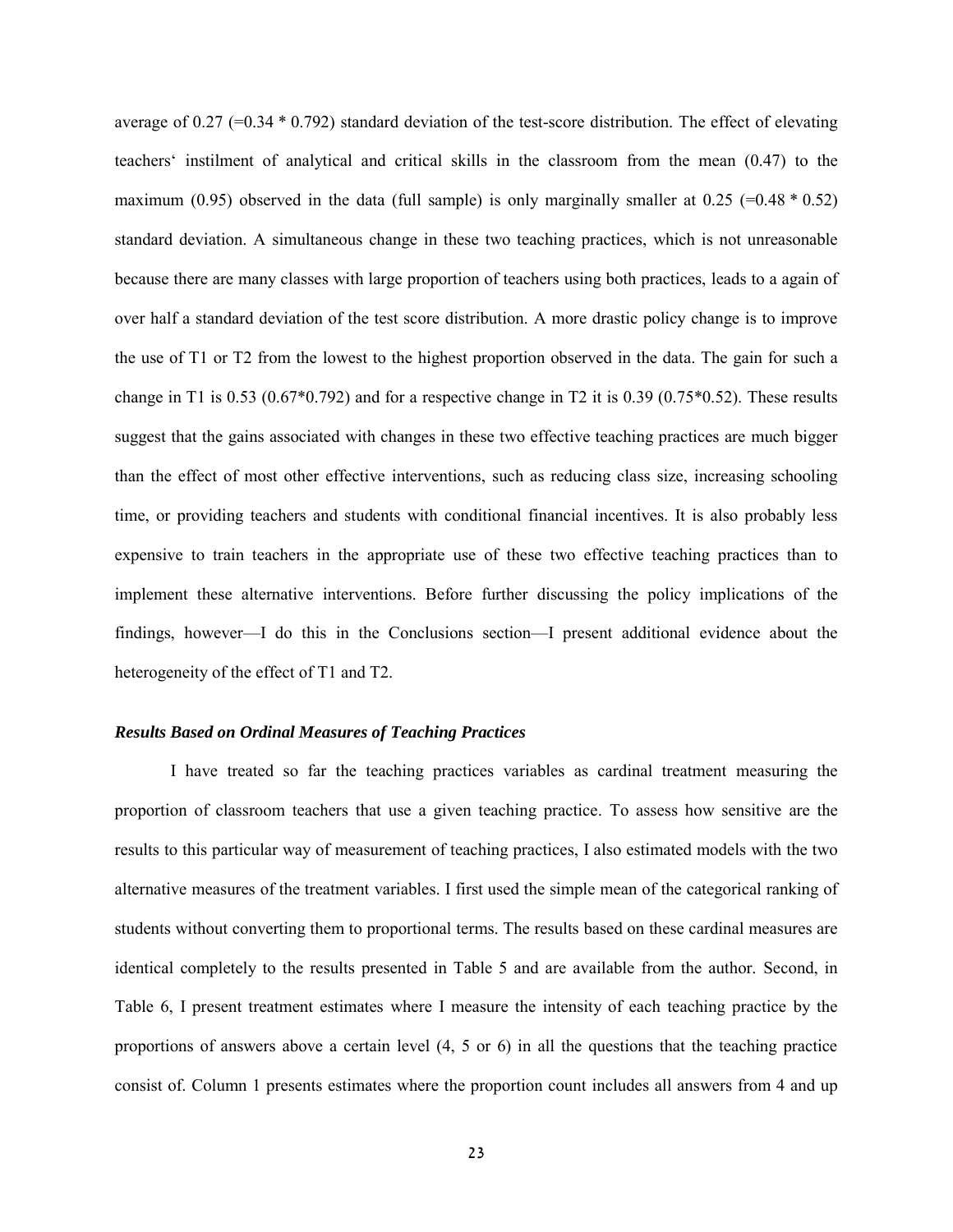average of 0.27 (=0.34 * 0.792) standard deviation of the test-score distribution. The effect of elevating teachers' instilment of analytical and critical skills in the classroom from the mean (0.47) to the maximum (0.95) observed in the data (full sample) is only marginally smaller at 0.25 (=0.48 * 0.52) standard deviation. A simultaneous change in these two teaching practices, which is not unreasonable because there are many classes with large proportion of teachers using both practices, leads to a again of over half a standard deviation of the test score distribution. A more drastic policy change is to improve the use of T1 or T2 from the lowest to the highest proportion observed in the data. The gain for such a change in T1 is 0.53 (0.67*0.792) and for a respective change in T2 it is 0.39 (0.75*0.52). These results suggest that the gains associated with changes in these two effective teaching practices are much bigger than the effect of most other effective interventions, such as reducing class size, increasing schooling time, or providing teachers and students with conditional financial incentives. It is also probably less expensive to train teachers in the appropriate use of these two effective teaching practices than to implement these alternative interventions. Before further discussing the policy implications of the findings, however—I do this in the Conclusions section—I present additional evidence about the heterogeneity of the effect of T1 and T2.

### *Results Based on Ordinal Measures of Teaching Practices*

I have treated so far the teaching practices variables as cardinal treatment measuring the proportion of classroom teachers that use a given teaching practice. To assess how sensitive are the results to this particular way of measurement of teaching practices, I also estimated models with the two alternative measures of the treatment variables. I first used the simple mean of the categorical ranking of students without converting them to proportional terms. The results based on these cardinal measures are identical completely to the results presented in Table 5 and are available from the author. Second, in Table 6, I present treatment estimates where I measure the intensity of each teaching practice by the proportions of answers above a certain level (4, 5 or 6) in all the questions that the teaching practice consist of. Column 1 presents estimates where the proportion count includes all answers from 4 and up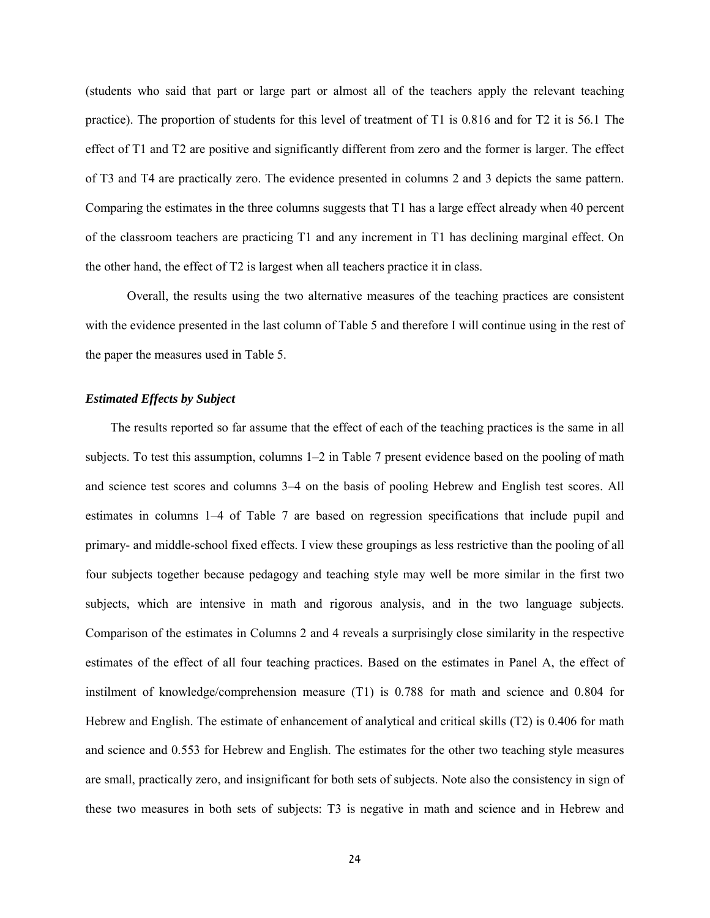(students who said that part or large part or almost all of the teachers apply the relevant teaching practice). The proportion of students for this level of treatment of T1 is 0.816 and for T2 it is 56.1 The effect of T1 and T2 are positive and significantly different from zero and the former is larger. The effect of T3 and T4 are practically zero. The evidence presented in columns 2 and 3 depicts the same pattern. Comparing the estimates in the three columns suggests that T1 has a large effect already when 40 percent of the classroom teachers are practicing T1 and any increment in T1 has declining marginal effect. On the other hand, the effect of T2 is largest when all teachers practice it in class.

Overall, the results using the two alternative measures of the teaching practices are consistent with the evidence presented in the last column of Table 5 and therefore I will continue using in the rest of the paper the measures used in Table 5.

### *Estimated Effects by Subject*

The results reported so far assume that the effect of each of the teaching practices is the same in all subjects. To test this assumption, columns 1–2 in Table 7 present evidence based on the pooling of math and science test scores and columns 3–4 on the basis of pooling Hebrew and English test scores. All estimates in columns 1–4 of Table 7 are based on regression specifications that include pupil and primary- and middle-school fixed effects. I view these groupings as less restrictive than the pooling of all four subjects together because pedagogy and teaching style may well be more similar in the first two subjects, which are intensive in math and rigorous analysis, and in the two language subjects. Comparison of the estimates in Columns 2 and 4 reveals a surprisingly close similarity in the respective estimates of the effect of all four teaching practices. Based on the estimates in Panel A, the effect of instilment of knowledge/comprehension measure (T1) is 0.788 for math and science and 0.804 for Hebrew and English. The estimate of enhancement of analytical and critical skills (T2) is 0.406 for math and science and 0.553 for Hebrew and English. The estimates for the other two teaching style measures are small, practically zero, and insignificant for both sets of subjects. Note also the consistency in sign of these two measures in both sets of subjects: T3 is negative in math and science and in Hebrew and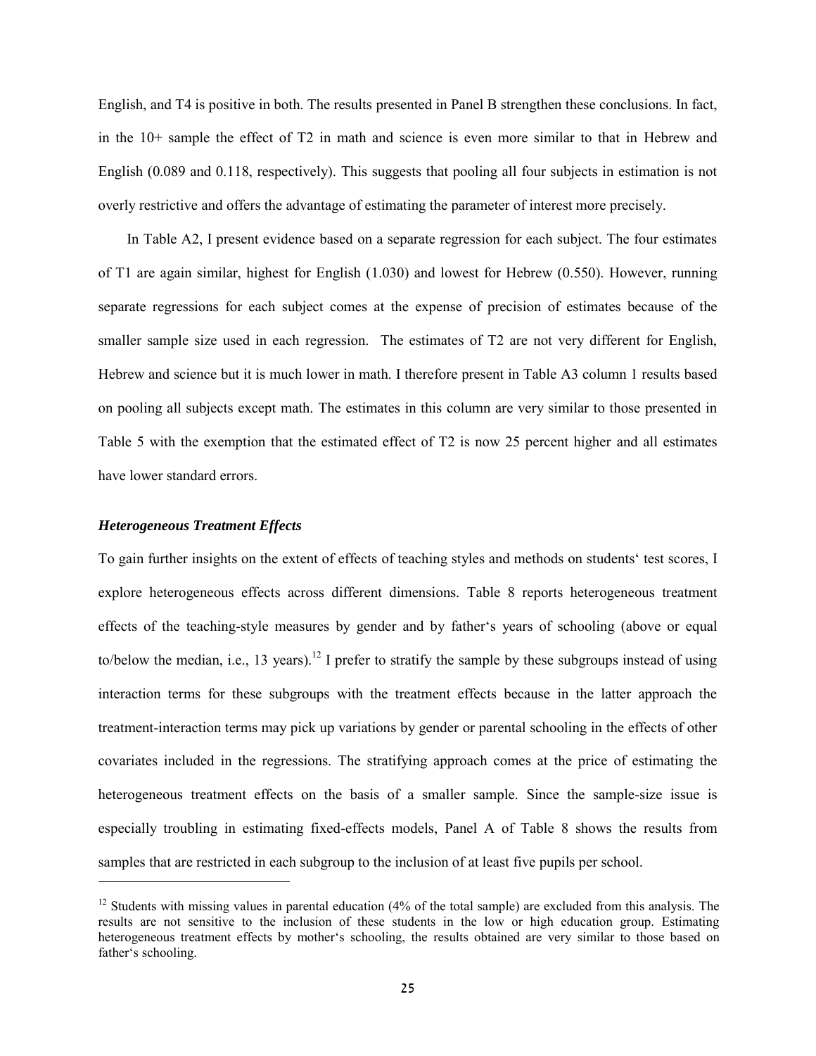English, and T4 is positive in both. The results presented in Panel B strengthen these conclusions. In fact, in the 10+ sample the effect of T2 in math and science is even more similar to that in Hebrew and English (0.089 and 0.118, respectively). This suggests that pooling all four subjects in estimation is not overly restrictive and offers the advantage of estimating the parameter of interest more precisely.

In Table A2, I present evidence based on a separate regression for each subject. The four estimates of T1 are again similar, highest for English (1.030) and lowest for Hebrew (0.550). However, running separate regressions for each subject comes at the expense of precision of estimates because of the smaller sample size used in each regression. The estimates of T2 are not very different for English, Hebrew and science but it is much lower in math. I therefore present in Table A3 column 1 results based on pooling all subjects except math. The estimates in this column are very similar to those presented in Table 5 with the exemption that the estimated effect of T2 is now 25 percent higher and all estimates have lower standard errors.

### *Heterogeneous Treatment Effects*

To gain further insights on the extent of effects of teaching styles and methods on students' test scores, I explore heterogeneous effects across different dimensions. Table 8 reports heterogeneous treatment effects of the teaching-style measures by gender and by father's years of schooling (above or equal to/below the median, i.e., 13 years).[12] I prefer to stratify the sample by these subgroups instead of using interaction terms for these subgroups with the treatment effects because in the latter approach the treatment-interaction terms may pick up variations by gender or parental schooling in the effects of other covariates included in the regressions. The stratifying approach comes at the price of estimating the heterogeneous treatment effects on the basis of a smaller sample. Since the sample-size issue is especially troubling in estimating fixed-effects models, Panel A of Table 8 shows the results from samples that are restricted in each subgroup to the inclusion of at least five pupils per school.

[12] Students with missing values in parental education (4% of the total sample) are excluded from this analysis. The results are not sensitive to the inclusion of these students in the low or high education group. Estimating heterogeneous treatment effects by mother's schooling, the results obtained are very similar to those based on father's schooling.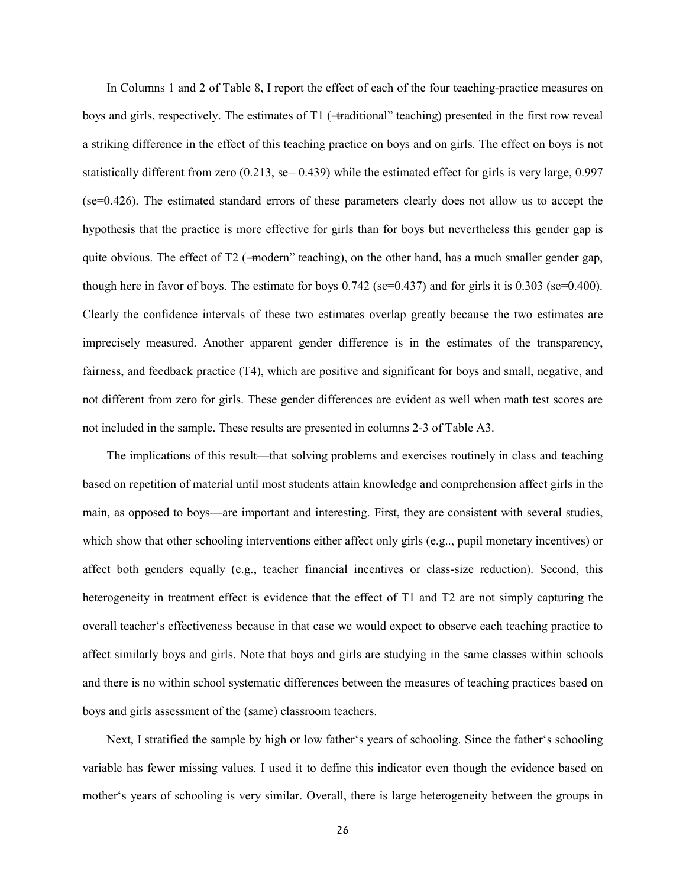In Columns 1 and 2 of Table 8, I report the effect of each of the four teaching-practice measures on boys and girls, respectively. The estimates of T1 (―traditional" teaching) presented in the first row reveal a striking difference in the effect of this teaching practice on boys and on girls. The effect on boys is not statistically different from zero (0.213, se= 0.439) while the estimated effect for girls is very large, 0.997 (se=0.426). The estimated standard errors of these parameters clearly does not allow us to accept the hypothesis that the practice is more effective for girls than for boys but nevertheless this gender gap is quite obvious. The effect of T2 (―modern" teaching), on the other hand, has a much smaller gender gap, though here in favor of boys. The estimate for boys 0.742 (se=0.437) and for girls it is 0.303 (se=0.400). Clearly the confidence intervals of these two estimates overlap greatly because the two estimates are imprecisely measured. Another apparent gender difference is in the estimates of the transparency, fairness, and feedback practice (T4), which are positive and significant for boys and small, negative, and not different from zero for girls. These gender differences are evident as well when math test scores are not included in the sample. These results are presented in columns 2-3 of Table A3.

The implications of this result—that solving problems and exercises routinely in class and teaching based on repetition of material until most students attain knowledge and comprehension affect girls in the main, as opposed to boys—are important and interesting. First, they are consistent with several studies, which show that other schooling interventions either affect only girls (e.g.., pupil monetary incentives) or affect both genders equally (e.g., teacher financial incentives or class-size reduction). Second, this heterogeneity in treatment effect is evidence that the effect of T1 and T2 are not simply capturing the overall teacher‗s effectiveness because in that case we would expect to observe each teaching practice to affect similarly boys and girls. Note that boys and girls are studying in the same classes within schools and there is no within school systematic differences between the measures of teaching practices based on boys and girls assessment of the (same) classroom teachers.

Next, I stratified the sample by high or low father‗s years of schooling. Since the father‗s schooling variable has fewer missing values, I used it to define this indicator even though the evidence based on mother‗s years of schooling is very similar. Overall, there is large heterogeneity between the groups in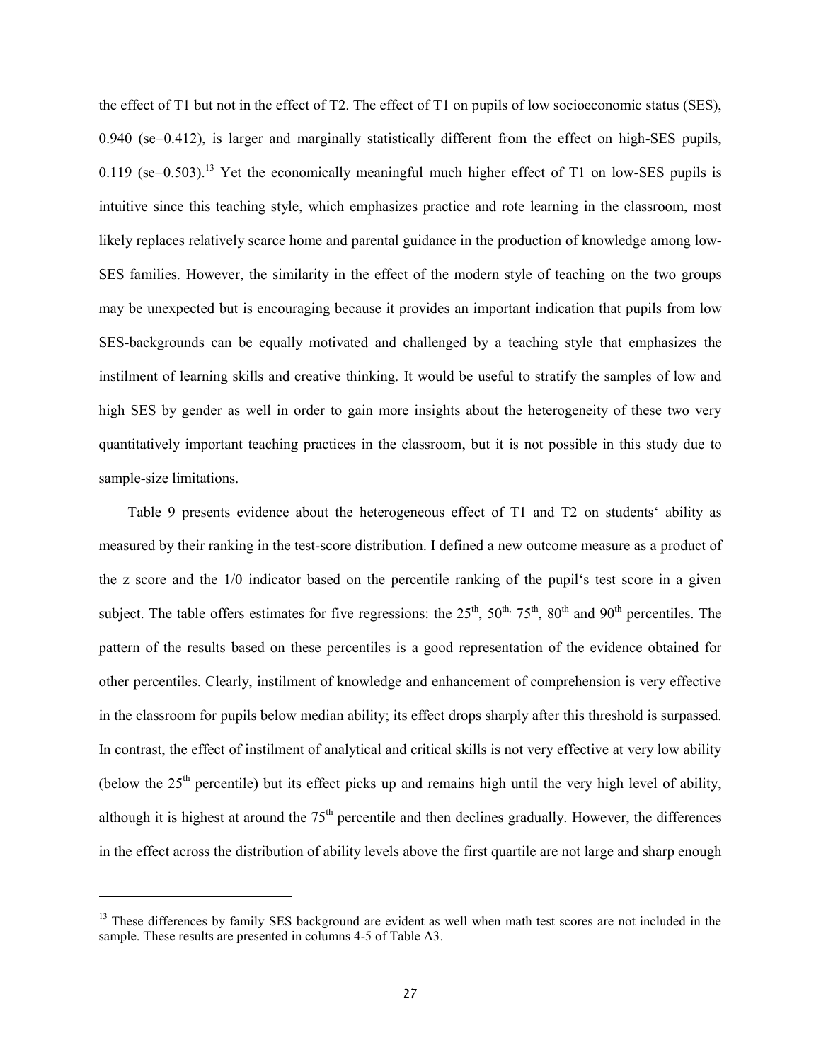the effect of T1 but not in the effect of T2. The effect of T1 on pupils of low socioeconomic status (SES), 0.940 (se=0.412), is larger and marginally statistically different from the effect on high-SES pupils, 0.119 (se=0.503).[13] Yet the economically meaningful much higher effect of T1 on low-SES pupils is intuitive since this teaching style, which emphasizes practice and rote learning in the classroom, most likely replaces relatively scarce home and parental guidance in the production of knowledge among low-SES families. However, the similarity in the effect of the modern style of teaching on the two groups may be unexpected but is encouraging because it provides an important indication that pupils from low SES-backgrounds can be equally motivated and challenged by a teaching style that emphasizes the instilment of learning skills and creative thinking. It would be useful to stratify the samples of low and high SES by gender as well in order to gain more insights about the heterogeneity of these two very quantitatively important teaching practices in the classroom, but it is not possible in this study due to sample-size limitations.

Table 9 presents evidence about the heterogeneous effect of T1 and T2 on students' ability as measured by their ranking in the test-score distribution. I defined a new outcome measure as a product of the z score and the 1/0 indicator based on the percentile ranking of the pupil's test score in a given subject. The table offers estimates for five regressions: the 25th, 50th, 75th, 80th and 90th percentiles. The pattern of the results based on these percentiles is a good representation of the evidence obtained for other percentiles. Clearly, instilment of knowledge and enhancement of comprehension is very effective in the classroom for pupils below median ability; its effect drops sharply after this threshold is surpassed. In contrast, the effect of instilment of analytical and critical skills is not very effective at very low ability (below the 25th percentile) but its effect picks up and remains high until the very high level of ability, although it is highest at around the 75th percentile and then declines gradually. However, the differences in the effect across the distribution of ability levels above the first quartile are not large and sharp enough

---

[13] These differences by family SES background are evident as well when math test scores are not included in the sample. These results are presented in columns 4-5 of Table A3.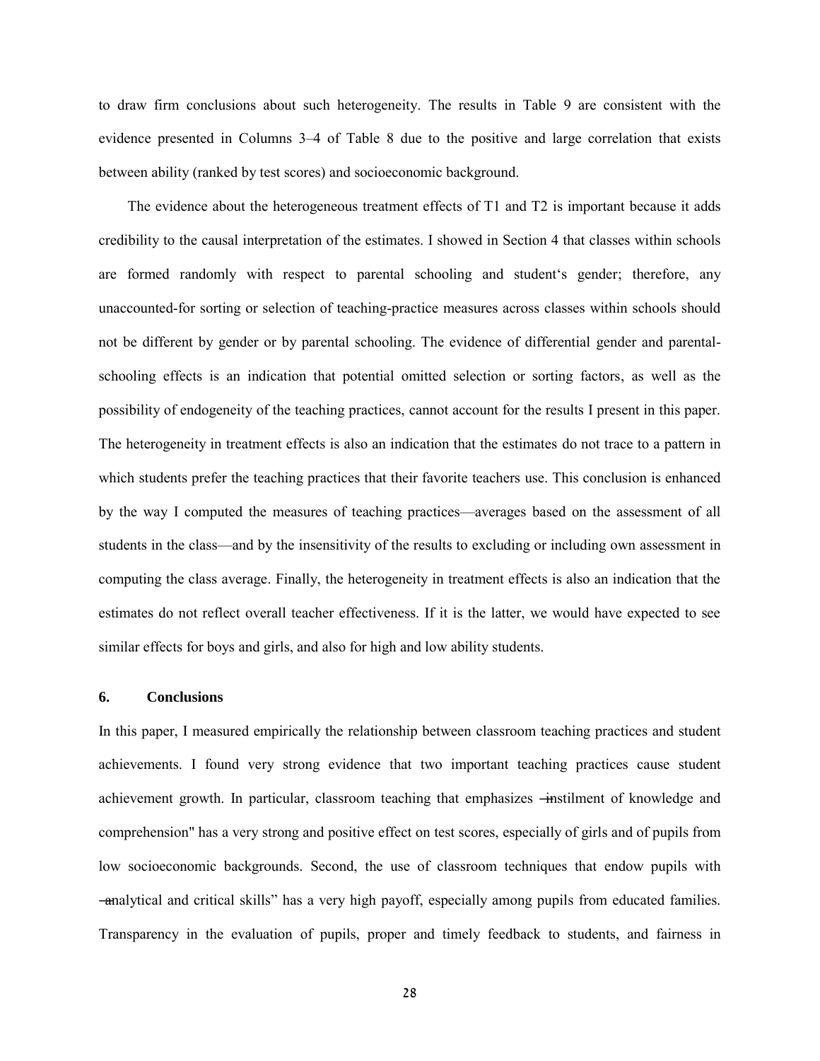to draw firm conclusions about such heterogeneity. The results in Table 9 are consistent with the evidence presented in Columns 3–4 of Table 8 due to the positive and large correlation that exists between ability (ranked by test scores) and socioeconomic background.

The evidence about the heterogeneous treatment effects of T1 and T2 is important because it adds credibility to the causal interpretation of the estimates. I showed in Section 4 that classes within schools are formed randomly with respect to parental schooling and student's gender; therefore, any unaccounted-for sorting or selection of teaching-practice measures across classes within schools should not be different by gender or by parental schooling. The evidence of differential gender and parental-schooling effects is an indication that potential omitted selection or sorting factors, as well as the possibility of endogeneity of the teaching practices, cannot account for the results I present in this paper. The heterogeneity in treatment effects is also an indication that the estimates do not trace to a pattern in which students prefer the teaching practices that their favorite teachers use. This conclusion is enhanced by the way I computed the measures of teaching practices—averages based on the assessment of all students in the class—and by the insensitivity of the results to excluding or including own assessment in computing the class average. Finally, the heterogeneity in treatment effects is also an indication that the estimates do not reflect overall teacher effectiveness. If it is the latter, we would have expected to see similar effects for boys and girls, and also for high and low ability students.

## 6. Conclusions

In this paper, I measured empirically the relationship between classroom teaching practices and student achievements. I found very strong evidence that two important teaching practices cause student achievement growth. In particular, classroom teaching that emphasizes "instilment of knowledge and comprehension" has a very strong and positive effect on test scores, especially of girls and of pupils from low socioeconomic backgrounds. Second, the use of classroom techniques that endow pupils with "analytical and critical skills" has a very high payoff, especially among pupils from educated families. Transparency in the evaluation of pupils, proper and timely feedback to students, and fairness in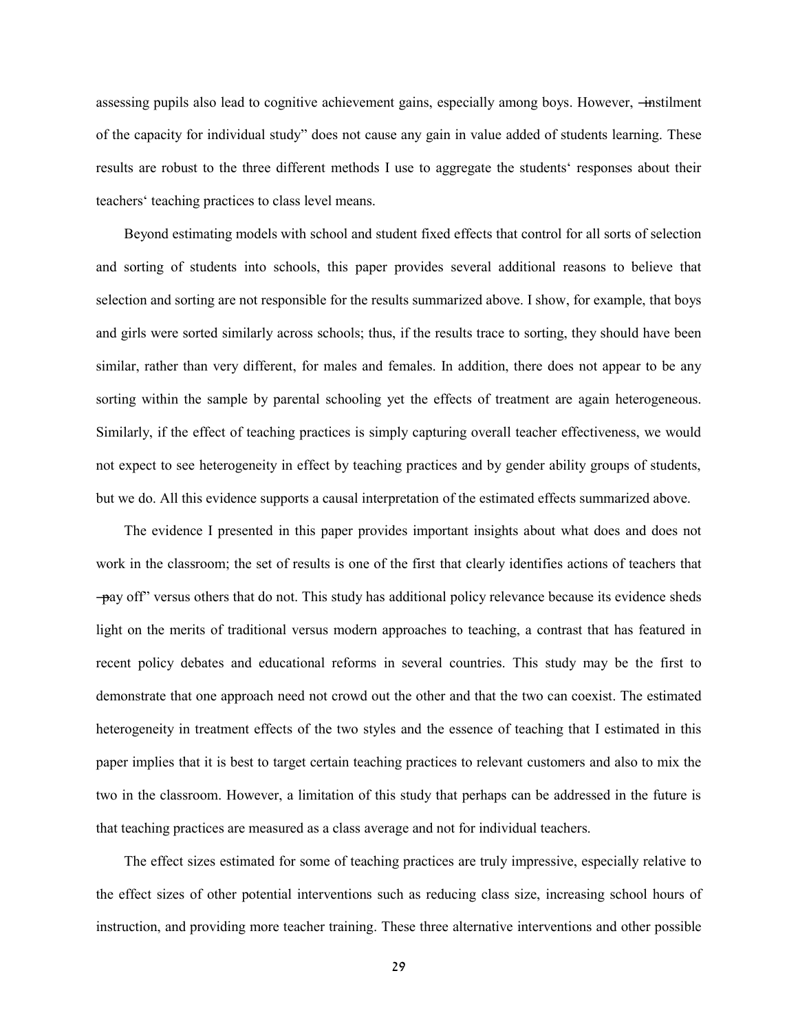assessing pupils also lead to cognitive achievement gains, especially among boys. However, ―instilment of the capacity for individual study" does not cause any gain in value added of students learning. These results are robust to the three different methods I use to aggregate the students' responses about their teachers' teaching practices to class level means.

Beyond estimating models with school and student fixed effects that control for all sorts of selection and sorting of students into schools, this paper provides several additional reasons to believe that selection and sorting are not responsible for the results summarized above. I show, for example, that boys and girls were sorted similarly across schools; thus, if the results trace to sorting, they should have been similar, rather than very different, for males and females. In addition, there does not appear to be any sorting within the sample by parental schooling yet the effects of treatment are again heterogeneous. Similarly, if the effect of teaching practices is simply capturing overall teacher effectiveness, we would not expect to see heterogeneity in effect by teaching practices and by gender ability groups of students, but we do. All this evidence supports a causal interpretation of the estimated effects summarized above.

The evidence I presented in this paper provides important insights about what does and does not work in the classroom; the set of results is one of the first that clearly identifies actions of teachers that ―pay off" versus others that do not. This study has additional policy relevance because its evidence sheds light on the merits of traditional versus modern approaches to teaching, a contrast that has featured in recent policy debates and educational reforms in several countries. This study may be the first to demonstrate that one approach need not crowd out the other and that the two can coexist. The estimated heterogeneity in treatment effects of the two styles and the essence of teaching that I estimated in this paper implies that it is best to target certain teaching practices to relevant customers and also to mix the two in the classroom. However, a limitation of this study that perhaps can be addressed in the future is that teaching practices are measured as a class average and not for individual teachers.

The effect sizes estimated for some of teaching practices are truly impressive, especially relative to the effect sizes of other potential interventions such as reducing class size, increasing school hours of instruction, and providing more teacher training. These three alternative interventions and other possible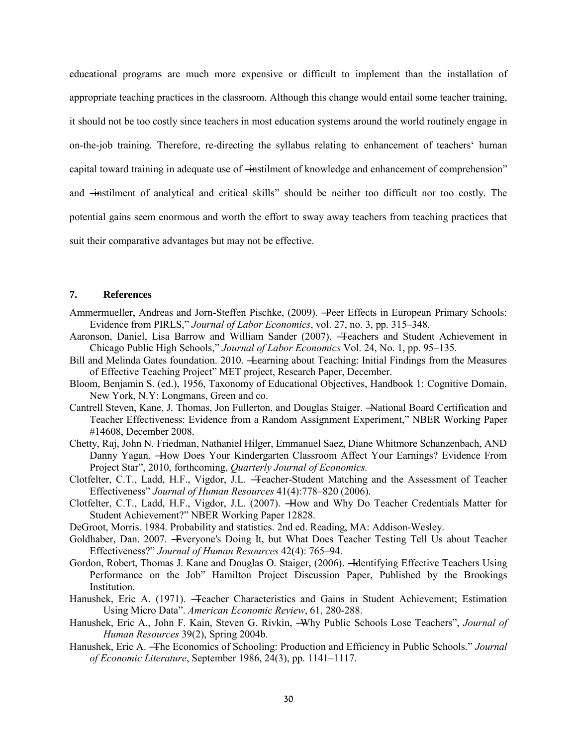educational programs are much more expensive or difficult to implement than the installation of appropriate teaching practices in the classroom. Although this change would entail some teacher training, it should not be too costly since teachers in most education systems around the world routinely engage in on-the-job training. Therefore, re-directing the syllabus relating to enhancement of teachers' human capital toward training in adequate use of ―instilment of knowledge and enhancement of comprehension" and ―instilment of analytical and critical skills" should be neither too difficult nor too costly. The potential gains seem enormous and worth the effort to sway away teachers from teaching practices that suit their comparative advantages but may not be effective.

## 7. References

Ammermueller, Andreas and Jorn-Steffen Pischke, (2009). ―Peer Effects in European Primary Schools: Evidence from PIRLS," *Journal of Labor Economics*, vol. 27, no. 3, pp. 315–348.

Aaronson, Daniel, Lisa Barrow and William Sander (2007). ―Teachers and Student Achievement in Chicago Public High Schools," *Journal of Labor Economics* Vol. 24, No. 1, pp. 95–135.

Bill and Melinda Gates foundation. 2010. ―Learning about Teaching: Initial Findings from the Measures of Effective Teaching Project" MET project, Research Paper, December.

Bloom, Benjamin S. (ed.), 1956, Taxonomy of Educational Objectives, Handbook 1: Cognitive Domain, New York, N.Y: Longmans, Green and co.

Cantrell Steven, Kane, J. Thomas, Jon Fullerton, and Douglas Staiger. ―National Board Certification and Teacher Effectiveness: Evidence from a Random Assignment Experiment," NBER Working Paper #14608, December 2008.

Chetty, Raj, John N. Friedman, Nathaniel Hilger, Emmanuel Saez, Diane Whitmore Schanzenbach, AND Danny Yagan, ―How Does Your Kindergarten Classroom Affect Your Earnings? Evidence From Project Star", 2010, forthcoming, *Quarterly Journal of Economics.*

Clotfelter, C.T., Ladd, H.F., Vigdor, J.L. ―Teacher-Student Matching and the Assessment of Teacher Effectiveness" *Journal of Human Resources* 41(4):778–820 (2006).

Clotfelter, C.T., Ladd, H.F., Vigdor, J.L. (2007). ―How and Why Do Teacher Credentials Matter for Student Achievement?" NBER Working Paper 12828.

DeGroot, Morris. 1984. Probability and statistics. 2nd ed. Reading, MA: Addison-Wesley.

Goldhaber, Dan. 2007. ―Everyone's Doing It, but What Does Teacher Testing Tell Us about Teacher Effectiveness?" *Journal of Human Resources* 42(4): 765–94.

Gordon, Robert, Thomas J. Kane and Douglas O. Staiger, (2006). ―Identifying Effective Teachers Using Performance on the Job" Hamilton Project Discussion Paper, Published by the Brookings Institution.

Hanushek, Eric A. (1971). ―Teacher Characteristics and Gains in Student Achievement; Estimation Using Micro Data". *American Economic Review*, 61, 280-288.

Hanushek, Eric A., John F. Kain, Steven G. Rivkin, ―Why Public Schools Lose Teachers", *Journal of Human Resources* 39(2), Spring 2004b.

Hanushek, Eric A. ―The Economics of Schooling: Production and Efficiency in Public Schools." *Journal of Economic Literature*, September 1986, 24(3), pp. 1141–1117.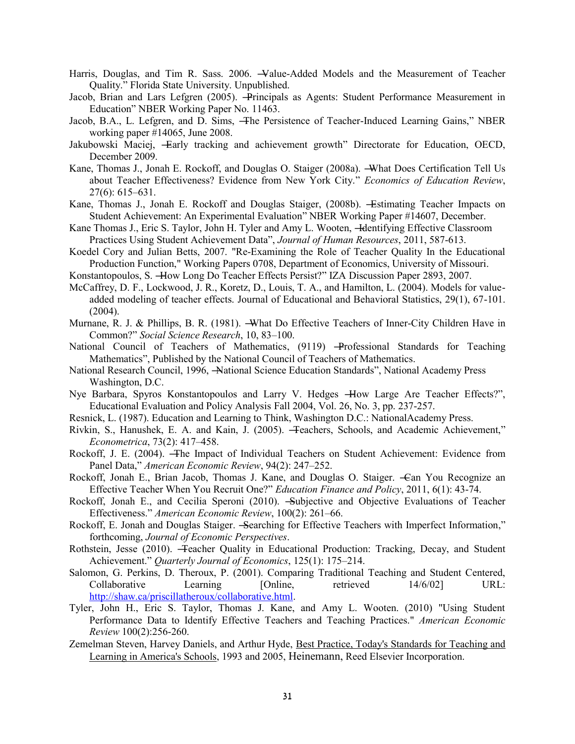Harris, Douglas, and Tim R. Sass. 2006. ―Value-Added Models and the Measurement of Teacher Quality." Florida State University. Unpublished.

Jacob, Brian and Lars Lefgren (2005). ―Principals as Agents: Student Performance Measurement in Education" NBER Working Paper No. 11463.

Jacob, B.A., L. Lefgren, and D. Sims, ―The Persistence of Teacher-Induced Learning Gains," NBER working paper #14065, June 2008.

Jakubowski Maciej, ―Early tracking and achievement growth" Directorate for Education, OECD, December 2009.

Kane, Thomas J., Jonah E. Rockoff, and Douglas O. Staiger (2008a). ―What Does Certification Tell Us about Teacher Effectiveness? Evidence from New York City." *Economics of Education Review*, 27(6): 615–631.

Kane, Thomas J., Jonah E. Rockoff and Douglas Staiger, (2008b). ―Estimating Teacher Impacts on Student Achievement: An Experimental Evaluation" NBER Working Paper #14607, December.

Kane Thomas J., Eric S. Taylor, John H. Tyler and Amy L. Wooten, ―Identifying Effective Classroom Practices Using Student Achievement Data", *Journal of Human Resources*, 2011, 587-613.

Koedel Cory and Julian Betts, 2007. "Re-Examining the Role of Teacher Quality In the Educational Production Function," Working Papers 0708, Department of Economics, University of Missouri.

Konstantopoulos, S. ―How Long Do Teacher Effects Persist?" IZA Discussion Paper 2893, 2007.

McCaffrey, D. F., Lockwood, J. R., Koretz, D., Louis, T. A., and Hamilton, L. (2004). Models for value-added modeling of teacher effects. Journal of Educational and Behavioral Statistics, 29(1), 67-101. (2004).

Murnane, R. J. & Phillips, B. R. (1981). ―What Do Effective Teachers of Inner-City Children Have in Common?" *Social Science Research*, 10, 83–100.

National Council of Teachers of Mathematics, (9119) ―Professional Standards for Teaching Mathematics", Published by the National Council of Teachers of Mathematics.

National Research Council, 1996, ―National Science Education Standards", National Academy Press Washington, D.C.

Nye Barbara, Spyros Konstantopoulos and Larry V. Hedges ―How Large Are Teacher Effects?", Educational Evaluation and Policy Analysis Fall 2004, Vol. 26, No. 3, pp. 237-257.

Resnick, L. (1987). Education and Learning to Think, Washington D.C.: NationalAcademy Press.

Rivkin, S., Hanushek, E. A. and Kain, J. (2005). ―Teachers, Schools, and Academic Achievement," *Econometrica*, 73(2): 417–458.

Rockoff, J. E. (2004). ―The Impact of Individual Teachers on Student Achievement: Evidence from Panel Data," *American Economic Review*, 94(2): 247–252.

Rockoff, Jonah E., Brian Jacob, Thomas J. Kane, and Douglas O. Staiger. ―Can You Recognize an Effective Teacher When You Recruit One?" *Education Finance and Policy*, 2011, 6(1): 43-74.

Rockoff, Jonah E., and Cecilia Speroni (2010). ―Subjective and Objective Evaluations of Teacher Effectiveness." *American Economic Review*, 100(2): 261–66.

Rockoff, E. Jonah and Douglas Staiger. ―Searching for Effective Teachers with Imperfect Information," forthcoming, *Journal of Economic Perspectives*.

Rothstein, Jesse (2010). ―Teacher Quality in Educational Production: Tracking, Decay, and Student Achievement." *Quarterly Journal of Economics*, 125(1): 175–214.

Salomon, G. Perkins, D. Theroux, P. (2001). Comparing Traditional Teaching and Student Centered, Collaborative Learning [Online, retrieved 14/6/02] URL: http://shaw.ca/priscillatheroux/collaborative.html.

Tyler, John H., Eric S. Taylor, Thomas J. Kane, and Amy L. Wooten. (2010) "Using Student Performance Data to Identify Effective Teachers and Teaching Practices." *American Economic Review* 100(2):256-260.

Zemelman Steven, Harvey Daniels, and Arthur Hyde, Best Practice, Today's Standards for Teaching and Learning in America's Schools, 1993 and 2005, Heinemann, Reed Elsevier Incorporation.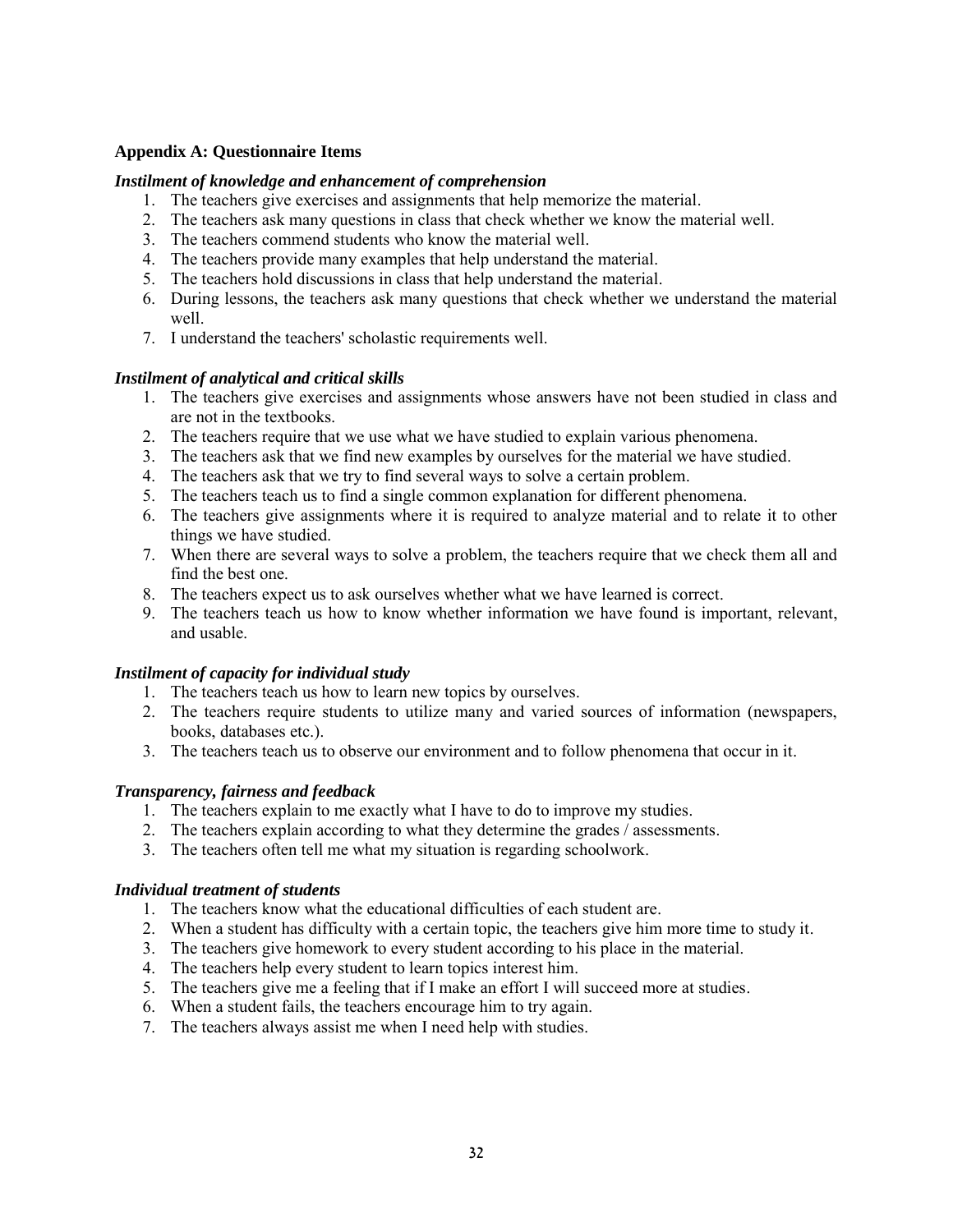## Appendix A: Questionnaire Items

### *Instilment of knowledge and enhancement of comprehension*

1. The teachers give exercises and assignments that help memorize the material.
2. The teachers ask many questions in class that check whether we know the material well.
3. The teachers commend students who know the material well.
4. The teachers provide many examples that help understand the material.
5. The teachers hold discussions in class that help understand the material.
6. During lessons, the teachers ask many questions that check whether we understand the material well.
7. I understand the teachers' scholastic requirements well.

### *Instilment of analytical and critical skills*

1. The teachers give exercises and assignments whose answers have not been studied in class and are not in the textbooks.
2. The teachers require that we use what we have studied to explain various phenomena.
3. The teachers ask that we find new examples by ourselves for the material we have studied.
4. The teachers ask that we try to find several ways to solve a certain problem.
5. The teachers teach us to find a single common explanation for different phenomena.
6. The teachers give assignments where it is required to analyze material and to relate it to other things we have studied.
7. When there are several ways to solve a problem, the teachers require that we check them all and find the best one.
8. The teachers expect us to ask ourselves whether what we have learned is correct.
9. The teachers teach us how to know whether information we have found is important, relevant, and usable.

### *Instilment of capacity for individual study*

1. The teachers teach us how to learn new topics by ourselves.
2. The teachers require students to utilize many and varied sources of information (newspapers, books, databases etc.).
3. The teachers teach us to observe our environment and to follow phenomena that occur in it.

### *Transparency, fairness and feedback*

1. The teachers explain to me exactly what I have to do to improve my studies.
2. The teachers explain according to what they determine the grades / assessments.
3. The teachers often tell me what my situation is regarding schoolwork.

### *Individual treatment of students*

1. The teachers know what the educational difficulties of each student are.
2. When a student has difficulty with a certain topic, the teachers give him more time to study it.
3. The teachers give homework to every student according to his place in the material.
4. The teachers help every student to learn topics interest him.
5. The teachers give me a feeling that if I make an effort I will succeed more at studies.
6. When a student fails, the teachers encourage him to try again.
7. The teachers always assist me when I need help with studies.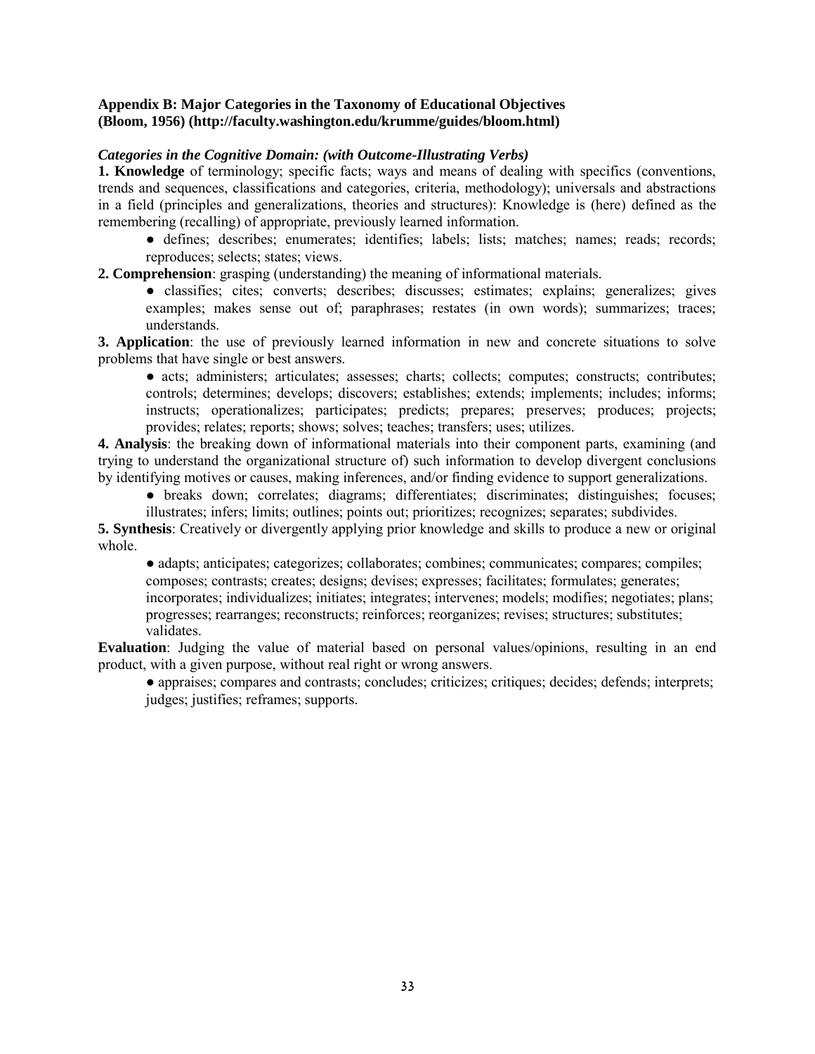**Appendix B: Major Categories in the Taxonomy of Educational Objectives (Bloom, 1956) (http://faculty.washington.edu/krumme/guides/bloom.html)**

***Categories in the Cognitive Domain: (with Outcome-Illustrating Verbs)***

**1. Knowledge** of terminology; specific facts; ways and means of dealing with specifics (conventions, trends and sequences, classifications and categories, criteria, methodology); universals and abstractions in a field (principles and generalizations, theories and structures): Knowledge is (here) defined as the remembering (recalling) of appropriate, previously learned information.

- defines; describes; enumerates; identifies; labels; lists; matches; names; reads; records; reproduces; selects; states; views.

**2. Comprehension**: grasping (understanding) the meaning of informational materials.

- classifies; cites; converts; describes; discusses; estimates; explains; generalizes; gives examples; makes sense out of; paraphrases; restates (in own words); summarizes; traces; understands.

**3. Application**: the use of previously learned information in new and concrete situations to solve problems that have single or best answers.

- acts; administers; articulates; assesses; charts; collects; computes; constructs; contributes; controls; determines; develops; discovers; establishes; extends; implements; includes; informs; instructs; operationalizes; participates; predicts; prepares; preserves; produces; projects; provides; relates; reports; shows; solves; teaches; transfers; uses; utilizes.

**4. Analysis**: the breaking down of informational materials into their component parts, examining (and trying to understand the organizational structure of) such information to develop divergent conclusions by identifying motives or causes, making inferences, and/or finding evidence to support generalizations.

- breaks down; correlates; diagrams; differentiates; discriminates; distinguishes; focuses; illustrates; infers; limits; outlines; points out; prioritizes; recognizes; separates; subdivides.

**5. Synthesis**: Creatively or divergently applying prior knowledge and skills to produce a new or original whole.

- adapts; anticipates; categorizes; collaborates; combines; communicates; compares; compiles; composes; contrasts; creates; designs; devises; expresses; facilitates; formulates; generates; incorporates; individualizes; initiates; integrates; intervenes; models; modifies; negotiates; plans; progresses; rearranges; reconstructs; reinforces; reorganizes; revises; structures; substitutes; validates.

**Evaluation**: Judging the value of material based on personal values/opinions, resulting in an end product, with a given purpose, without real right or wrong answers.

- appraises; compares and contrasts; concludes; criticizes; critiques; decides; defends; interprets; judges; justifies; reframes; supports.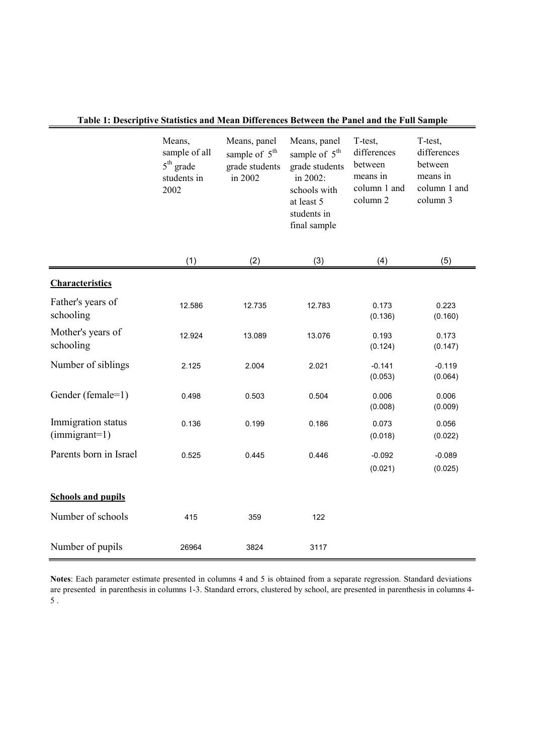**Table 1: Descriptive Statistics and Mean Differences Between the Panel and the Full Sample**

| | Means, sample of all 5th grade students in 2002 | Means, panel sample of 5th grade students in 2002 | Means, panel sample of 5th grade students in 2002: schools with at least 5 students in final sample | T-test, differences between means in column 1 and column 2 | T-test, differences between means in column 1 and column 3 |
|---|---|---|---|---|---|
| | (1) | (2) | (3) | (4) | (5) |
| **Characteristics** | | | | | |
| Father's years of schooling | 12.586 | 12.735 | 12.783 | 0.173 (0.136) | 0.223 (0.160) |
| Mother's years of schooling | 12.924 | 13.089 | 13.076 | 0.193 (0.124) | 0.173 (0.147) |
| Number of siblings | 2.125 | 2.004 | 2.021 | -0.141 (0.053) | -0.119 (0.064) |
| Gender (female=1) | 0.498 | 0.503 | 0.504 | 0.006 (0.008) | 0.006 (0.009) |
| Immigration status (immigrant=1) | 0.136 | 0.199 | 0.186 | 0.073 (0.018) | 0.056 (0.022) |
| Parents born in Israel | 0.525 | 0.445 | 0.446 | -0.092 (0.021) | -0.089 (0.025) |
| **Schools and pupils** | | | | | |
| Number of schools | 415 | 359 | 122 | | |
| Number of pupils | 26964 | 3824 | 3117 | | |

**Notes**: Each parameter estimate presented in columns 4 and 5 is obtained from a separate regression. Standard deviations are presented in parenthesis in columns 1-3. Standard errors, clustered by school, are presented in parenthesis in columns 4-5 .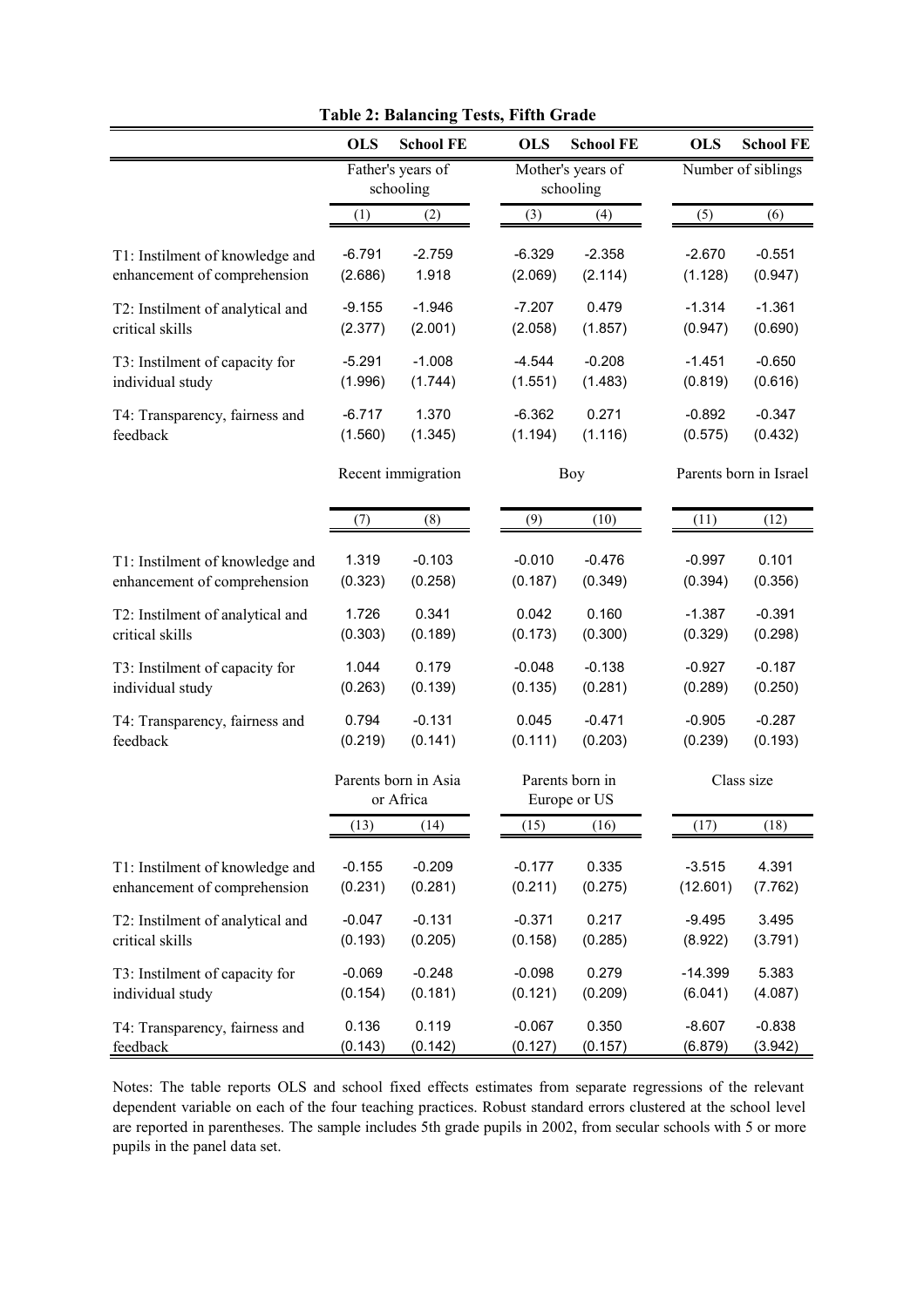**Table 2: Balancing Tests, Fifth Grade**

| | OLS | School FE | OLS | School FE | OLS | School FE |
|---|---|---|---|---|---|---|
| | Father's years of schooling | | Mother's years of schooling | | Number of siblings | |
| | (1) | (2) | (3) | (4) | (5) | (6) |
| T1: Instilment of knowledge and enhancement of comprehension | -6.791 | -2.759 | -6.329 | -2.358 | -2.670 | -0.551 |
| | (2.686) | 1.918 | (2.069) | (2.114) | (1.128) | (0.947) |
| T2: Instilment of analytical and critical skills | -9.155 | -1.946 | -7.207 | 0.479 | -1.314 | -1.361 |
| | (2.377) | (2.001) | (2.058) | (1.857) | (0.947) | (0.690) |
| T3: Instilment of capacity for individual study | -5.291 | -1.008 | -4.544 | -0.208 | -1.451 | -0.650 |
| | (1.996) | (1.744) | (1.551) | (1.483) | (0.819) | (0.616) |
| T4: Transparency, fairness and feedback | -6.717 | 1.370 | -6.362 | 0.271 | -0.892 | -0.347 |
| | (1.560) | (1.345) | (1.194) | (1.116) | (0.575) | (0.432) |
| | Recent immigration | | Boy | | Parents born in Israel | |
| | (7) | (8) | (9) | (10) | (11) | (12) |
| T1: Instilment of knowledge and enhancement of comprehension | 1.319 | -0.103 | -0.010 | -0.476 | -0.997 | 0.101 |
| | (0.323) | (0.258) | (0.187) | (0.349) | (0.394) | (0.356) |
| T2: Instilment of analytical and critical skills | 1.726 | 0.341 | 0.042 | 0.160 | -1.387 | -0.391 |
| | (0.303) | (0.189) | (0.173) | (0.300) | (0.329) | (0.298) |
| T3: Instilment of capacity for individual study | 1.044 | 0.179 | -0.048 | -0.138 | -0.927 | -0.187 |
| | (0.263) | (0.139) | (0.135) | (0.281) | (0.289) | (0.250) |
| T4: Transparency, fairness and feedback | 0.794 | -0.131 | 0.045 | -0.471 | -0.905 | -0.287 |
| | (0.219) | (0.141) | (0.111) | (0.203) | (0.239) | (0.193) |
| | Parents born in Asia or Africa | | Parents born in Europe or US | | Class size | |
| | (13) | (14) | (15) | (16) | (17) | (18) |
| T1: Instilment of knowledge and enhancement of comprehension | -0.155 | -0.209 | -0.177 | 0.335 | -3.515 | 4.391 |
| | (0.231) | (0.281) | (0.211) | (0.275) | (12.601) | (7.762) |
| T2: Instilment of analytical and critical skills | -0.047 | -0.131 | -0.371 | 0.217 | -9.495 | 3.495 |
| | (0.193) | (0.205) | (0.158) | (0.285) | (8.922) | (3.791) |
| T3: Instilment of capacity for individual study | -0.069 | -0.248 | -0.098 | 0.279 | -14.399 | 5.383 |
| | (0.154) | (0.181) | (0.121) | (0.209) | (6.041) | (4.087) |
| T4: Transparency, fairness and feedback | 0.136 | 0.119 | -0.067 | 0.350 | -8.607 | -0.838 |
| | (0.143) | (0.142) | (0.127) | (0.157) | (6.879) | (3.942) |

Notes: The table reports OLS and school fixed effects estimates from separate regressions of the relevant dependent variable on each of the four teaching practices. Robust standard errors clustered at the school level are reported in parentheses. The sample includes 5th grade pupils in 2002, from secular schools with 5 or more pupils in the panel data set.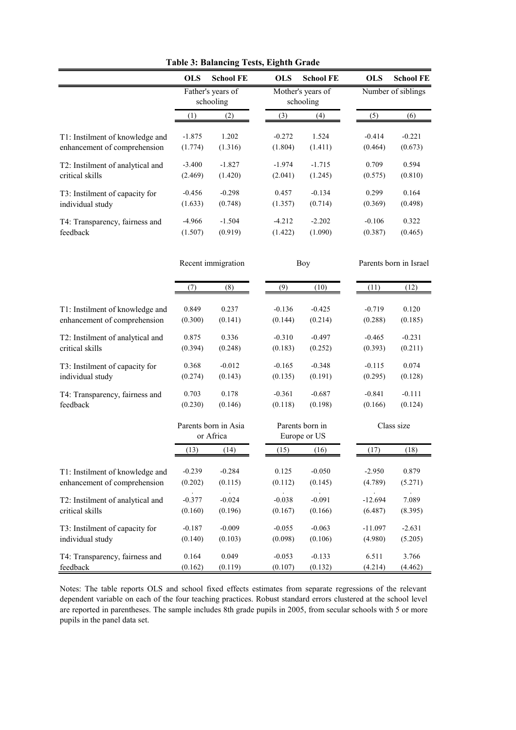**Table 3: Balancing Tests, Eighth Grade**

| | OLS | School FE | OLS | School FE | OLS | School FE |
|---|---|---|---|---|---|---|
| | Father's years of schooling | | Mother's years of schooling | | Number of siblings | |
| | (1) | (2) | (3) | (4) | (5) | (6) |
| T1: Instilment of knowledge and enhancement of comprehension | -1.875 | 1.202 | -0.272 | 1.524 | -0.414 | -0.221 |
| | (1.774) | (1.316) | (1.804) | (1.411) | (0.464) | (0.673) |
| T2: Instilment of analytical and critical skills | -3.400 | -1.827 | -1.974 | -1.715 | 0.709 | 0.594 |
| | (2.469) | (1.420) | (2.041) | (1.245) | (0.575) | (0.810) |
| T3: Instilment of capacity for individual study | -0.456 | -0.298 | 0.457 | -0.134 | 0.299 | 0.164 |
| | (1.633) | (0.748) | (1.357) | (0.714) | (0.369) | (0.498) |
| T4: Transparency, fairness and feedback | -4.966 | -1.504 | -4.212 | -2.202 | -0.106 | 0.322 |
| | (1.507) | (0.919) | (1.422) | (1.090) | (0.387) | (0.465) |
| | Recent immigration | | Boy | | Parents born in Israel | |
| | (7) | (8) | (9) | (10) | (11) | (12) |
| T1: Instilment of knowledge and enhancement of comprehension | 0.849 | 0.237 | -0.136 | -0.425 | -0.719 | 0.120 |
| | (0.300) | (0.141) | (0.144) | (0.214) | (0.288) | (0.185) |
| T2: Instilment of analytical and critical skills | 0.875 | 0.336 | -0.310 | -0.497 | -0.465 | -0.231 |
| | (0.394) | (0.248) | (0.183) | (0.252) | (0.393) | (0.211) |
| T3: Instilment of capacity for individual study | 0.368 | -0.012 | -0.165 | -0.348 | -0.115 | 0.074 |
| | (0.274) | (0.143) | (0.135) | (0.191) | (0.295) | (0.128) |
| T4: Transparency, fairness and feedback | 0.703 | 0.178 | -0.361 | -0.687 | -0.841 | -0.111 |
| | (0.230) | (0.146) | (0.118) | (0.198) | (0.166) | (0.124) |
| | Parents born in Asia or Africa | | Parents born in Europe or US | | Class size | |
| | (13) | (14) | (15) | (16) | (17) | (18) |
| T1: Instilment of knowledge and enhancement of comprehension | -0.239 | -0.284 | 0.125 | -0.050 | -2.950 | 0.879 |
| | (0.202) | (0.115) | (0.112) | (0.145) | (4.789) | (5.271) |
| T2: Instilment of analytical and critical skills | -0.377 | -0.024 | -0.038 | -0.091 | -12.694 | 7.089 |
| | (0.160) | (0.196) | (0.167) | (0.166) | (6.487) | (8.395) |
| T3: Instilment of capacity for individual study | -0.187 | -0.009 | -0.055 | -0.063 | -11.097 | -2.631 |
| | (0.140) | (0.103) | (0.098) | (0.106) | (4.980) | (5.205) |
| T4: Transparency, fairness and feedback | 0.164 | 0.049 | -0.053 | -0.133 | 6.511 | 3.766 |
| | (0.162) | (0.119) | (0.107) | (0.132) | (4.214) | (4.462) |

Notes: The table reports OLS and school fixed effects estimates from separate regressions of the relevant dependent variable on each of the four teaching practices. Robust standard errors clustered at the school level are reported in parentheses. The sample includes 8th grade pupils in 2005, from secular schools with 5 or more pupils in the panel data set.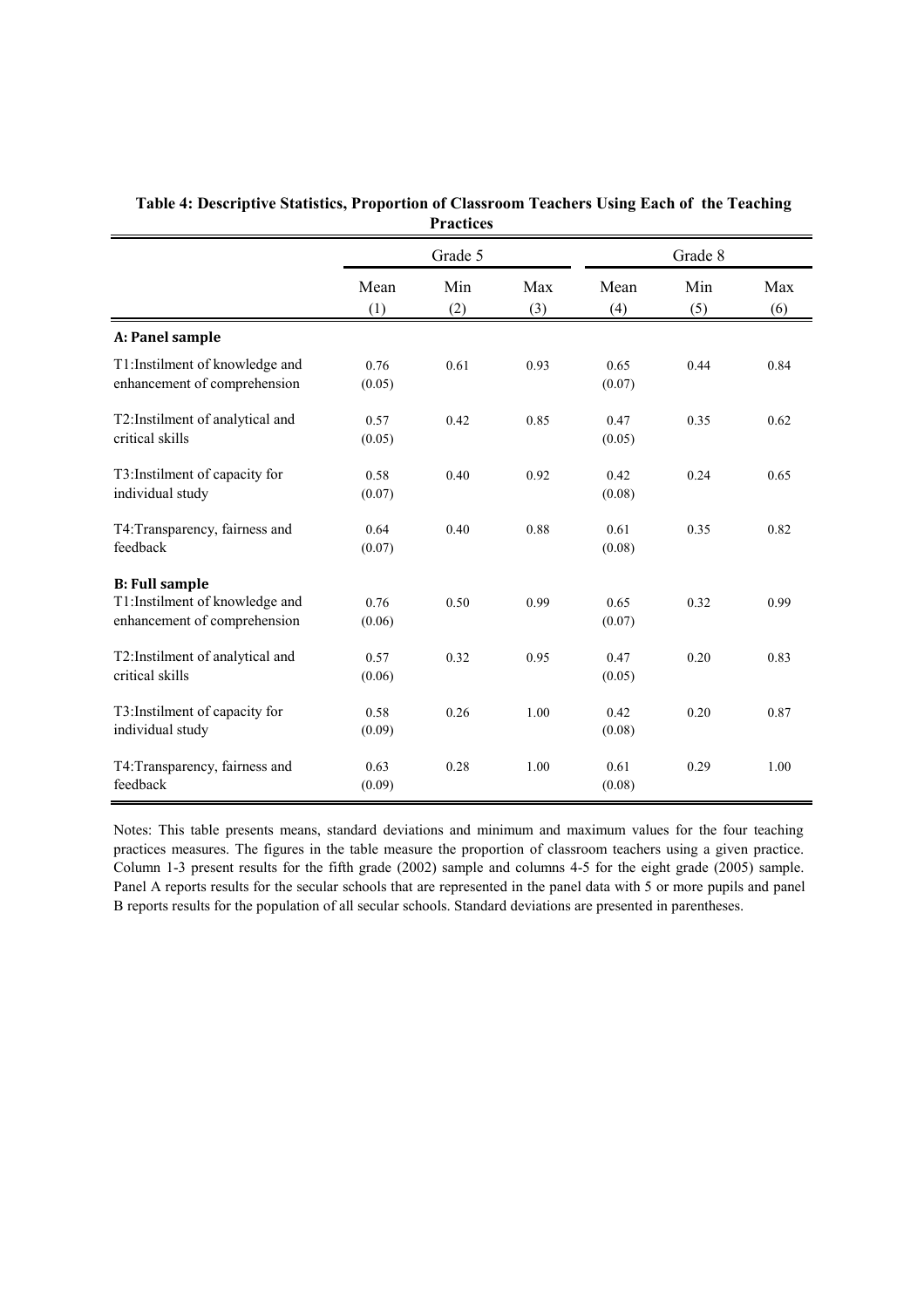**Table 4: Descriptive Statistics, Proportion of Classroom Teachers Using Each of the Teaching Practices**

| | Grade 5 | | | Grade 8 | | |
|---|---|---|---|---|---|---|
| | Mean | Min | Max | Mean | Min | Max |
| | (1) | (2) | (3) | (4) | (5) | (6) |
| **A: Panel sample** | | | | | | |
| T1:Instilment of knowledge and enhancement of comprehension | 0.76 (0.05) | 0.61 | 0.93 | 0.65 (0.07) | 0.44 | 0.84 |
| T2:Instilment of analytical and critical skills | 0.57 (0.05) | 0.42 | 0.85 | 0.47 (0.05) | 0.35 | 0.62 |
| T3:Instilment of capacity for individual study | 0.58 (0.07) | 0.40 | 0.92 | 0.42 (0.08) | 0.24 | 0.65 |
| T4:Transparency, fairness and feedback | 0.64 (0.07) | 0.40 | 0.88 | 0.61 (0.08) | 0.35 | 0.82 |
| **B: Full sample** | | | | | | |
| T1:Instilment of knowledge and enhancement of comprehension | 0.76 (0.06) | 0.50 | 0.99 | 0.65 (0.07) | 0.32 | 0.99 |
| T2:Instilment of analytical and critical skills | 0.57 (0.06) | 0.32 | 0.95 | 0.47 (0.05) | 0.20 | 0.83 |
| T3:Instilment of capacity for individual study | 0.58 (0.09) | 0.26 | 1.00 | 0.42 (0.08) | 0.20 | 0.87 |
| T4:Transparency, fairness and feedback | 0.63 (0.09) | 0.28 | 1.00 | 0.61 (0.08) | 0.29 | 1.00 |

Notes: This table presents means, standard deviations and minimum and maximum values for the four teaching practices measures. The figures in the table measure the proportion of classroom teachers using a given practice. Column 1-3 present results for the fifth grade (2002) sample and columns 4-5 for the eight grade (2005) sample. Panel A reports results for the secular schools that are represented in the panel data with 5 or more pupils and panel B reports results for the population of all secular schools. Standard deviations are presented in parentheses.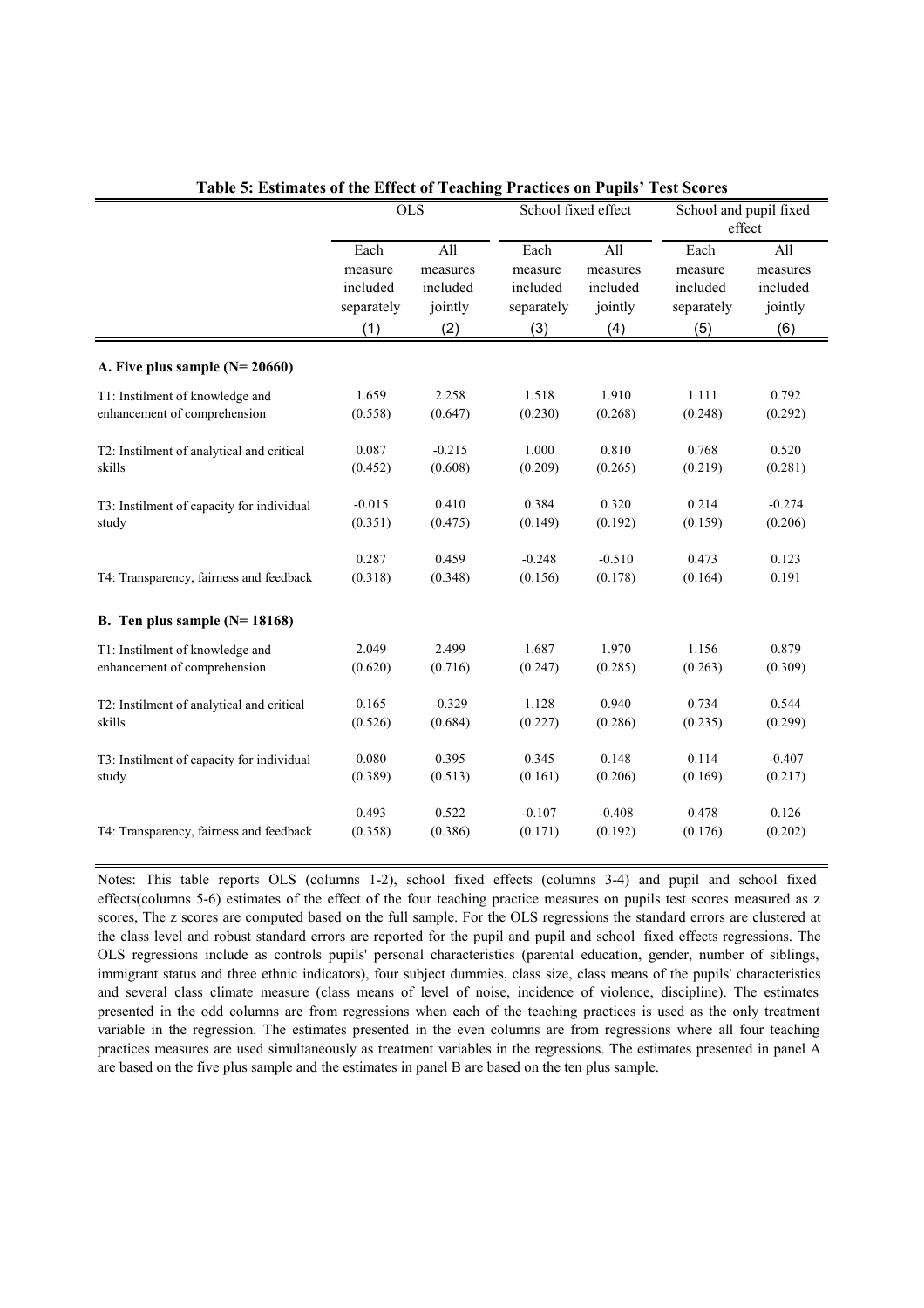**Table 5: Estimates of the Effect of Teaching Practices on Pupils' Test Scores**

| | OLS | | School fixed effect | | School and pupil fixed effect | |
|---|---|---|---|---|---|---|
| | Each measure included separately | All measures included jointly | Each measure included separately | All measures included jointly | Each measure included separately | All measures included jointly |
| | (1) | (2) | (3) | (4) | (5) | (6) |
| **A. Five plus sample (N= 20660)** | | | | | | |
| T1: Instilment of knowledge and enhancement of comprehension | 1.659 | 2.258 | 1.518 | 1.910 | 1.111 | 0.792 |
| | (0.558) | (0.647) | (0.230) | (0.268) | (0.248) | (0.292) |
| T2: Instilment of analytical and critical skills | 0.087 | -0.215 | 1.000 | 0.810 | 0.768 | 0.520 |
| | (0.452) | (0.608) | (0.209) | (0.265) | (0.219) | (0.281) |
| T3: Instilment of capacity for individual study | -0.015 | 0.410 | 0.384 | 0.320 | 0.214 | -0.274 |
| | (0.351) | (0.475) | (0.149) | (0.192) | (0.159) | (0.206) |
| T4: Transparency, fairness and feedback | 0.287 | 0.459 | -0.248 | -0.510 | 0.473 | 0.123 |
| | (0.318) | (0.348) | (0.156) | (0.178) | (0.164) | 0.191 |
| **B. Ten plus sample (N= 18168)** | | | | | | |
| T1: Instilment of knowledge and enhancement of comprehension | 2.049 | 2.499 | 1.687 | 1.970 | 1.156 | 0.879 |
| | (0.620) | (0.716) | (0.247) | (0.285) | (0.263) | (0.309) |
| T2: Instilment of analytical and critical skills | 0.165 | -0.329 | 1.128 | 0.940 | 0.734 | 0.544 |
| | (0.526) | (0.684) | (0.227) | (0.286) | (0.235) | (0.299) |
| T3: Instilment of capacity for individual study | 0.080 | 0.395 | 0.345 | 0.148 | 0.114 | -0.407 |
| | (0.389) | (0.513) | (0.161) | (0.206) | (0.169) | (0.217) |
| T4: Transparency, fairness and feedback | 0.493 | 0.522 | -0.107 | -0.408 | 0.478 | 0.126 |
| | (0.358) | (0.386) | (0.171) | (0.192) | (0.176) | (0.202) |

Notes: This table reports OLS (columns 1-2), school fixed effects (columns 3-4) and pupil and school fixed effects(columns 5-6) estimates of the effect of the four teaching practice measures on pupils test scores measured as z scores, The z scores are computed based on the full sample. For the OLS regressions the standard errors are clustered at the class level and robust standard errors are reported for the pupil and pupil and school fixed effects regressions. The OLS regressions include as controls pupils' personal characteristics (parental education, gender, number of siblings, immigrant status and three ethnic indicators), four subject dummies, class size, class means of the pupils' characteristics and several class climate measure (class means of level of noise, incidence of violence, discipline). The estimates presented in the odd columns are from regressions when each of the teaching practices is used as the only treatment variable in the regression. The estimates presented in the even columns are from regressions where all four teaching practices measures are used simultaneously as treatment variables in the regressions. The estimates presented in panel A are based on the five plus sample and the estimates in panel B are based on the ten plus sample.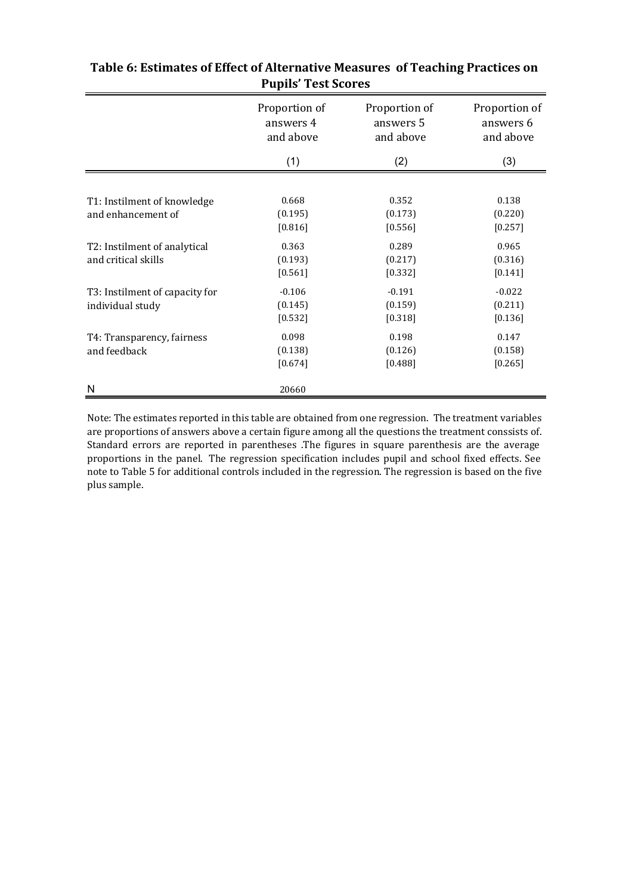**Table 6: Estimates of Effect of Alternative Measures of Teaching Practices on Pupils' Test Scores**

| | Proportion of answers 4 and above | Proportion of answers 5 and above | Proportion of answers 6 and above |
|---|---|---|---|
| | (1) | (2) | (3) |
| T1: Instilment of knowledge and enhancement of | 0.668 | 0.352 | 0.138 |
| | (0.195) | (0.173) | (0.220) |
| | [0.816] | [0.556] | [0.257] |
| T2: Instilment of analytical and critical skills | 0.363 | 0.289 | 0.965 |
| | (0.193) | (0.217) | (0.316) |
| | [0.561] | [0.332] | [0.141] |
| T3: Instilment of capacity for individual study | -0.106 | -0.191 | -0.022 |
| | (0.145) | (0.159) | (0.211) |
| | [0.532] | [0.318] | [0.136] |
| T4: Transparency, fairness and feedback | 0.098 | 0.198 | 0.147 |
| | (0.138) | (0.126) | (0.158) |
| | [0.674] | [0.488] | [0.265] |
| N | 20660 | | |

Note: The estimates reported in this table are obtained from one regression. The treatment variables are proportions of answers above a certain figure among all the questions the treatment conssists of. Standard errors are reported in parentheses .The figures in square parenthesis are the average proportions in the panel. The regression specification includes pupil and school fixed effects. See note to Table 5 for additional controls included in the regression. The regression is based on the five plus sample.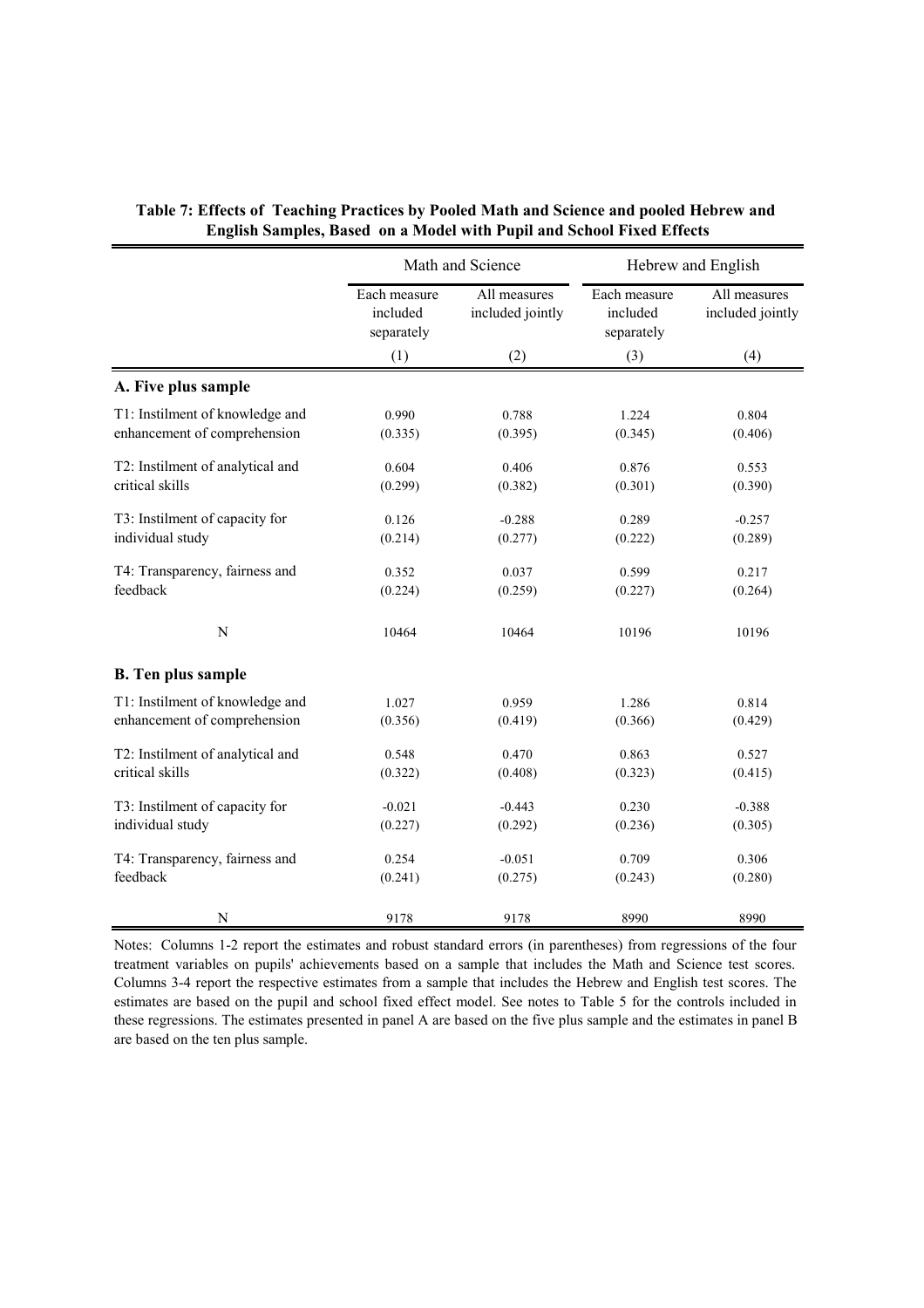**Table 7: Effects of Teaching Practices by Pooled Math and Science and pooled Hebrew and English Samples, Based on a Model with Pupil and School Fixed Effects**

| | Math and Science | | Hebrew and English | |
|---|---|---|---|---|
| | Each measure included separately | All measures included jointly | Each measure included separately | All measures included jointly |
| | (1) | (2) | (3) | (4) |
| **A. Five plus sample** | | | | |
| T1: Instilment of knowledge and enhancement of comprehension | 0.990 | 0.788 | 1.224 | 0.804 |
| | (0.335) | (0.395) | (0.345) | (0.406) |
| T2: Instilment of analytical and critical skills | 0.604 | 0.406 | 0.876 | 0.553 |
| | (0.299) | (0.382) | (0.301) | (0.390) |
| T3: Instilment of capacity for individual study | 0.126 | -0.288 | 0.289 | -0.257 |
| | (0.214) | (0.277) | (0.222) | (0.289) |
| T4: Transparency, fairness and feedback | 0.352 | 0.037 | 0.599 | 0.217 |
| | (0.224) | (0.259) | (0.227) | (0.264) |
| N | 10464 | 10464 | 10196 | 10196 |
| **B. Ten plus sample** | | | | |
| T1: Instilment of knowledge and enhancement of comprehension | 1.027 | 0.959 | 1.286 | 0.814 |
| | (0.356) | (0.419) | (0.366) | (0.429) |
| T2: Instilment of analytical and critical skills | 0.548 | 0.470 | 0.863 | 0.527 |
| | (0.322) | (0.408) | (0.323) | (0.415) |
| T3: Instilment of capacity for individual study | -0.021 | -0.443 | 0.230 | -0.388 |
| | (0.227) | (0.292) | (0.236) | (0.305) |
| T4: Transparency, fairness and feedback | 0.254 | -0.051 | 0.709 | 0.306 |
| | (0.241) | (0.275) | (0.243) | (0.280) |
| N | 9178 | 9178 | 8990 | 8990 |

Notes: Columns 1-2 report the estimates and robust standard errors (in parentheses) from regressions of the four treatment variables on pupils' achievements based on a sample that includes the Math and Science test scores. Columns 3-4 report the respective estimates from a sample that includes the Hebrew and English test scores. The estimates are based on the pupil and school fixed effect model. See notes to Table 5 for the controls included in these regressions. The estimates presented in panel A are based on the five plus sample and the estimates in panel B are based on the ten plus sample.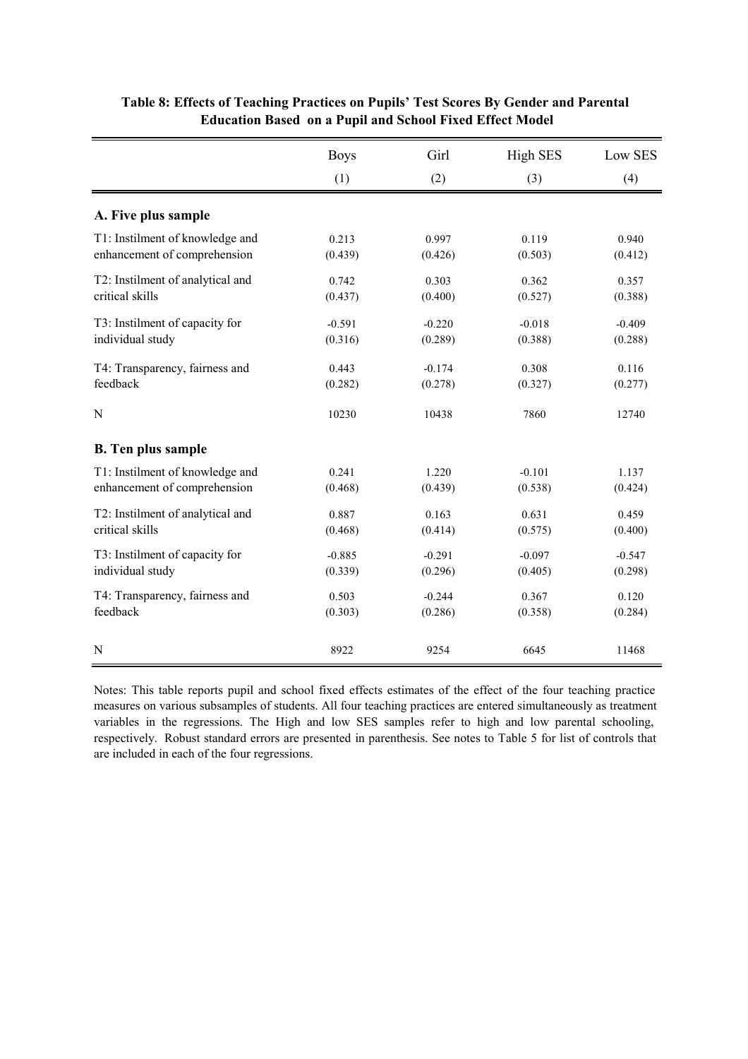**Table 8: Effects of Teaching Practices on Pupils' Test Scores By Gender and Parental Education Based on a Pupil and School Fixed Effect Model**

| | Boys | Girl | High SES | Low SES |
|---|---|---|---|---|
| | (1) | (2) | (3) | (4) |
| **A. Five plus sample** | | | | |
| T1: Instilment of knowledge and enhancement of comprehension | 0.213 | 0.997 | 0.119 | 0.940 |
| | (0.439) | (0.426) | (0.503) | (0.412) |
| T2: Instilment of analytical and critical skills | 0.742 | 0.303 | 0.362 | 0.357 |
| | (0.437) | (0.400) | (0.527) | (0.388) |
| T3: Instilment of capacity for individual study | -0.591 | -0.220 | -0.018 | -0.409 |
| | (0.316) | (0.289) | (0.388) | (0.288) |
| T4: Transparency, fairness and feedback | 0.443 | -0.174 | 0.308 | 0.116 |
| | (0.282) | (0.278) | (0.327) | (0.277) |
| N | 10230 | 10438 | 7860 | 12740 |
| **B. Ten plus sample** | | | | |
| T1: Instilment of knowledge and enhancement of comprehension | 0.241 | 1.220 | -0.101 | 1.137 |
| | (0.468) | (0.439) | (0.538) | (0.424) |
| T2: Instilment of analytical and critical skills | 0.887 | 0.163 | 0.631 | 0.459 |
| | (0.468) | (0.414) | (0.575) | (0.400) |
| T3: Instilment of capacity for individual study | -0.885 | -0.291 | -0.097 | -0.547 |
| | (0.339) | (0.296) | (0.405) | (0.298) |
| T4: Transparency, fairness and feedback | 0.503 | -0.244 | 0.367 | 0.120 |
| | (0.303) | (0.286) | (0.358) | (0.284) |
| N | 8922 | 9254 | 6645 | 11468 |

Notes: This table reports pupil and school fixed effects estimates of the effect of the four teaching practice measures on various subsamples of students. All four teaching practices are entered simultaneously as treatment variables in the regressions. The High and low SES samples refer to high and low parental schooling, respectively. Robust standard errors are presented in parenthesis. See notes to Table 5 for list of controls that are included in each of the four regressions.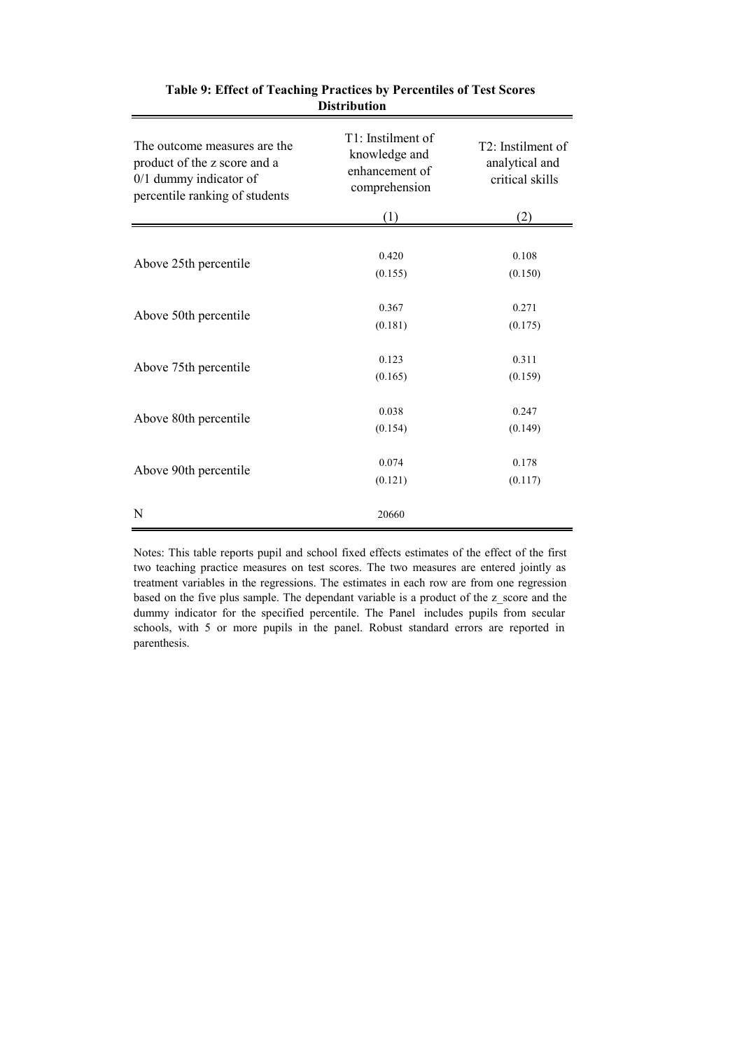**Table 9: Effect of Teaching Practices by Percentiles of Test Scores Distribution**

| The outcome measures are the product of the z score and a 0/1 dummy indicator of percentile ranking of students | T1: Instilment of knowledge and enhancement of comprehension | T2: Instilment of analytical and critical skills |
|---|---|---|
| | (1) | (2) |
| Above 25th percentile | 0.420 | 0.108 |
| | (0.155) | (0.150) |
| Above 50th percentile | 0.367 | 0.271 |
| | (0.181) | (0.175) |
| Above 75th percentile | 0.123 | 0.311 |
| | (0.165) | (0.159) |
| Above 80th percentile | 0.038 | 0.247 |
| | (0.154) | (0.149) |
| Above 90th percentile | 0.074 | 0.178 |
| | (0.121) | (0.117) |
| N | 20660 | |

Notes: This table reports pupil and school fixed effects estimates of the effect of the first two teaching practice measures on test scores. The two measures are entered jointly as treatment variables in the regressions. The estimates in each row are from one regression based on the five plus sample. The dependant variable is a product of the z_score and the dummy indicator for the specified percentile. The Panel includes pupils from secular schools, with 5 or more pupils in the panel. Robust standard errors are reported in parenthesis.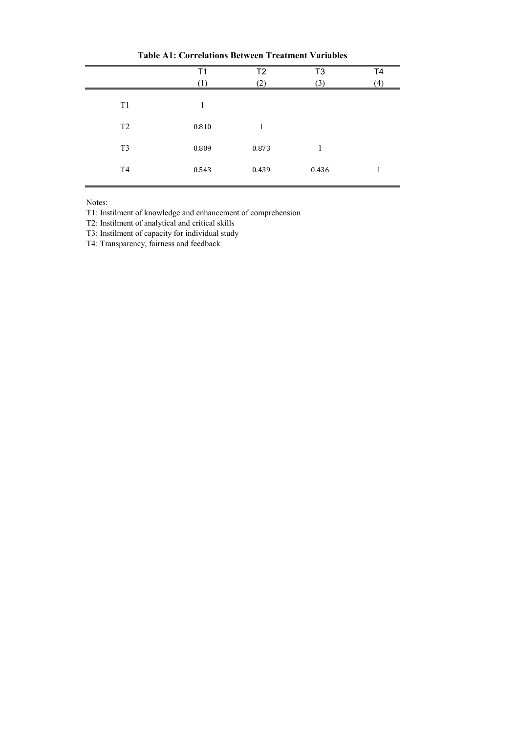**Table A1: Correlations Between Treatment Variables**

| | T1 | T2 | T3 | T4 |
|---|---|---|---|---|
| | (1) | (2) | (3) | (4) |
| T1 | 1 | | | |
| T2 | 0.810 | 1 | | |
| T3 | 0.809 | 0.873 | 1 | |
| T4 | 0.543 | 0.439 | 0.436 | 1 |

Notes:
T1: Instilment of knowledge and enhancement of comprehension
T2: Instilment of analytical and critical skills
T3: Instilment of capacity for individual study
T4: Transparency, fairness and feedback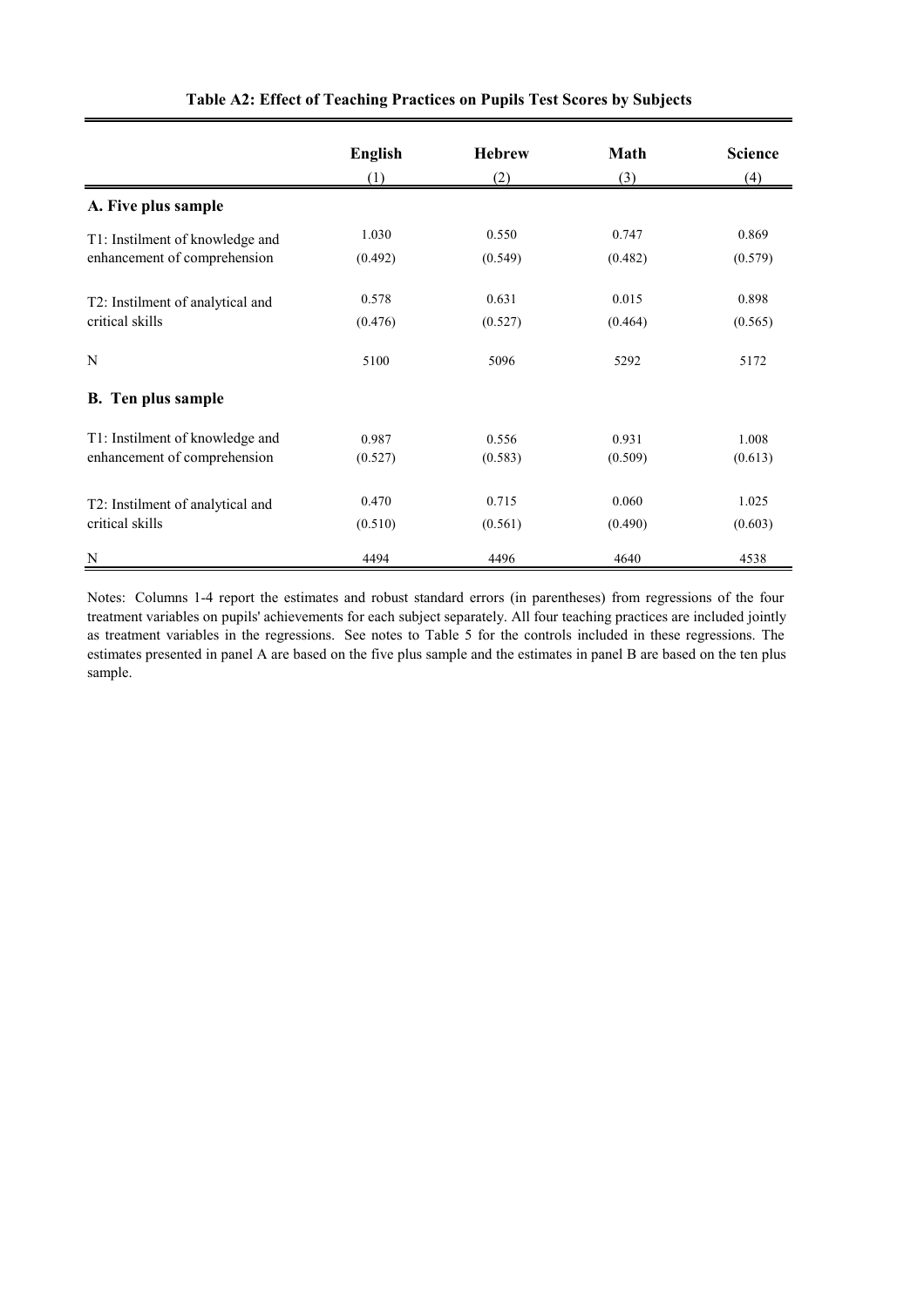**Table A2: Effect of Teaching Practices on Pupils Test Scores by Subjects**

| | English | Hebrew | Math | Science |
|---|---|---|---|---|
| | (1) | (2) | (3) | (4) |
| **A. Five plus sample** | | | | |
| T1: Instilment of knowledge and enhancement of comprehension | 1.030 | 0.550 | 0.747 | 0.869 |
| | (0.492) | (0.549) | (0.482) | (0.579) |
| T2: Instilment of analytical and critical skills | 0.578 | 0.631 | 0.015 | 0.898 |
| | (0.476) | (0.527) | (0.464) | (0.565) |
| N | 5100 | 5096 | 5292 | 5172 |
| **B. Ten plus sample** | | | | |
| T1: Instilment of knowledge and enhancement of comprehension | 0.987 | 0.556 | 0.931 | 1.008 |
| | (0.527) | (0.583) | (0.509) | (0.613) |
| T2: Instilment of analytical and critical skills | 0.470 | 0.715 | 0.060 | 1.025 |
| | (0.510) | (0.561) | (0.490) | (0.603) |
| N | 4494 | 4496 | 4640 | 4538 |

Notes: Columns 1-4 report the estimates and robust standard errors (in parentheses) from regressions of the four treatment variables on pupils' achievements for each subject separately. All four teaching practices are included jointly as treatment variables in the regressions. See notes to Table 5 for the controls included in these regressions. The estimates presented in panel A are based on the five plus sample and the estimates in panel B are based on the ten plus sample.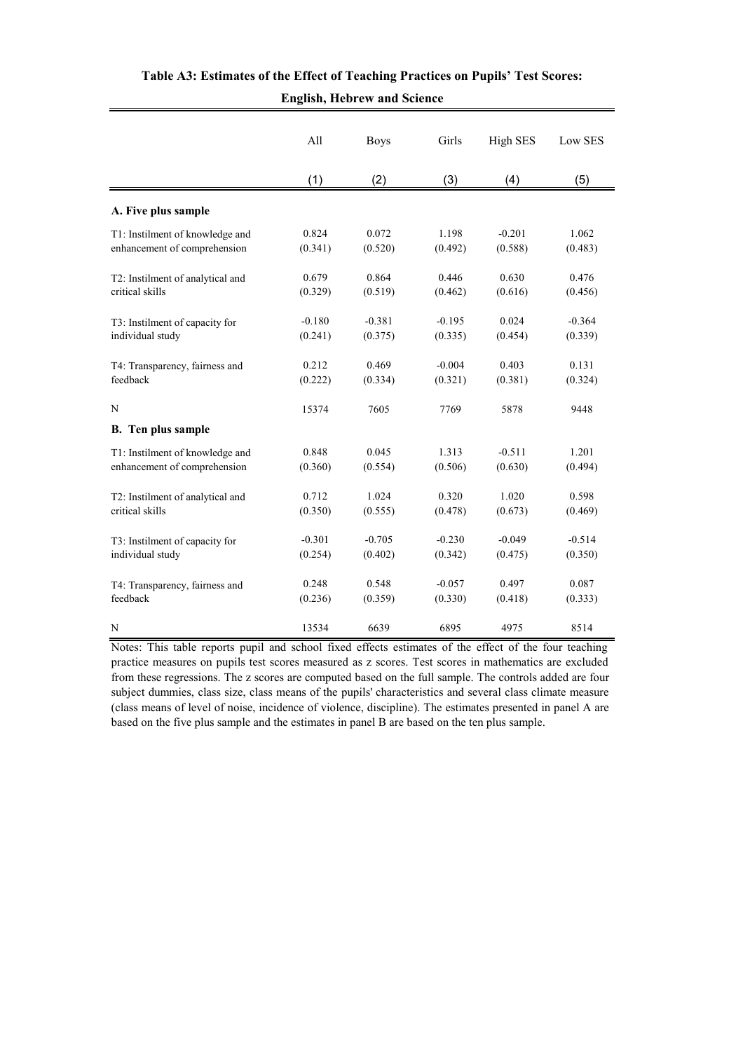**Table A3: Estimates of the Effect of Teaching Practices on Pupils' Test Scores: English, Hebrew and Science**

| | All | Boys | Girls | High SES | Low SES |
|---|---|---|---|---|---|
| | (1) | (2) | (3) | (4) | (5) |
| **A. Five plus sample** | | | | | |
| T1: Instilment of knowledge and enhancement of comprehension | 0.824 | 0.072 | 1.198 | -0.201 | 1.062 |
| | (0.341) | (0.520) | (0.492) | (0.588) | (0.483) |
| T2: Instilment of analytical and critical skills | 0.679 | 0.864 | 0.446 | 0.630 | 0.476 |
| | (0.329) | (0.519) | (0.462) | (0.616) | (0.456) |
| T3: Instilment of capacity for individual study | -0.180 | -0.381 | -0.195 | 0.024 | -0.364 |
| | (0.241) | (0.375) | (0.335) | (0.454) | (0.339) |
| T4: Transparency, fairness and feedback | 0.212 | 0.469 | -0.004 | 0.403 | 0.131 |
| | (0.222) | (0.334) | (0.321) | (0.381) | (0.324) |
| N | 15374 | 7605 | 7769 | 5878 | 9448 |
| **B. Ten plus sample** | | | | | |
| T1: Instilment of knowledge and enhancement of comprehension | 0.848 | 0.045 | 1.313 | -0.511 | 1.201 |
| | (0.360) | (0.554) | (0.506) | (0.630) | (0.494) |
| T2: Instilment of analytical and critical skills | 0.712 | 1.024 | 0.320 | 1.020 | 0.598 |
| | (0.350) | (0.555) | (0.478) | (0.673) | (0.469) |
| T3: Instilment of capacity for individual study | -0.301 | -0.705 | -0.230 | -0.049 | -0.514 |
| | (0.254) | (0.402) | (0.342) | (0.475) | (0.350) |
| T4: Transparency, fairness and feedback | 0.248 | 0.548 | -0.057 | 0.497 | 0.087 |
| | (0.236) | (0.359) | (0.330) | (0.418) | (0.333) |
| N | 13534 | 6639 | 6895 | 4975 | 8514 |

Notes: This table reports pupil and school fixed effects estimates of the effect of the four teaching practice measures on pupils test scores measured as z scores. Test scores in mathematics are excluded from these regressions. The z scores are computed based on the full sample. The controls added are four subject dummies, class size, class means of the pupils' characteristics and several class climate measure (class means of level of noise, incidence of violence, discipline). The estimates presented in panel A are based on the five plus sample and the estimates in panel B are based on the ten plus sample.